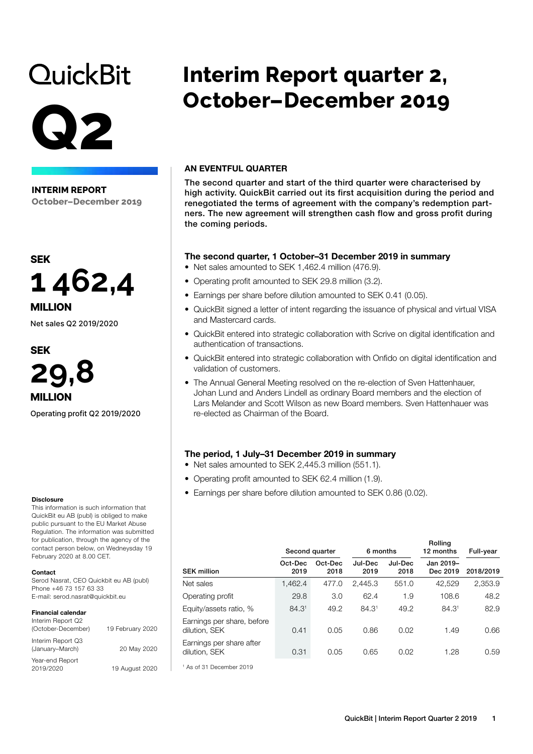QuickBit

# Q2

# Interim Report quarter 2, October–December 2019

**INTERIM REPORT**
**October–December 2019**

**SEK**
**1 462,4**
**MILLION**
Net sales Q2 2019/2020

**SEK**
**29,8**
**MILLION**
Operating profit Q2 2019/2020

## AN EVENTFUL QUARTER

The second quarter and start of the third quarter were characterised by high activity. QuickBit carried out its first acquisition during the period and renegotiated the terms of agreement with the company's redemption partners. The new agreement will strengthen cash flow and gross profit during the coming periods.

### The second quarter, 1 October–31 December 2019 in summary

- Net sales amounted to SEK 1,462.4 million (476.9).
- Operating profit amounted to SEK 29.8 million (3.2).
- Earnings per share before dilution amounted to SEK 0.41 (0.05).
- QuickBit signed a letter of intent regarding the issuance of physical and virtual VISA and Mastercard cards.
- QuickBit entered into strategic collaboration with Scrive on digital identification and authentication of transactions.
- QuickBit entered into strategic collaboration with Onfido on digital identification and validation of customers.
- The Annual General Meeting resolved on the re-election of Sven Hattenhauer, Johan Lund and Anders Lindell as ordinary Board members and the election of Lars Melander and Scott Wilson as new Board members. Sven Hattenhauer was re-elected as Chairman of the Board.

### The period, 1 July–31 December 2019 in summary

- Net sales amounted to SEK 2,445.3 million (551.1).
- Operating profit amounted to SEK 62.4 million (1.9).
- Earnings per share before dilution amounted to SEK 0.86 (0.02).

| | Second quarter | | 6 months | | Rolling 12 months | Full-year |
|---|---|---|---|---|---|---|
| SEK million | Oct-Dec 2019 | Oct-Dec 2018 | Jul-Dec 2019 | Jul-Dec 2018 | Jan 2019–Dec 2019 | 2018/2019 |
| Net sales | 1,462.4 | 477.0 | 2,445.3 | 551.0 | 42,529 | 2,353.9 |
| Operating profit | 29.8 | 3.0 | 62.4 | 1.9 | 108.6 | 48.2 |
| Equity/assets ratio, % | 84.3[1] | 49.2 | 84.3[1] | 49.2 | 84.3[1] | 82.9 |
| Earnings per share, before dilution, SEK | 0.41 | 0.05 | 0.86 | 0.02 | 1.49 | 0.66 |
| Earnings per share after dilution, SEK | 0.31 | 0.05 | 0.65 | 0.02 | 1.28 | 0.59 |

[1] As of 31 December 2019

**Disclosure**
This information is such information that QuickBit eu AB (publ) is obliged to make public pursuant to the EU Market Abuse Regulation. The information was submitted for publication, through the agency of the contact person below, on Wednesyday 19 February 2020 at 8.00 CET.

**Contact**
Serod Nasrat, CEO Quickbit eu AB (publ)
Phone +46 73 157 63 33
E-mail: serod.nasrat@quickbit.eu

**Financial calendar**

| | |
|---|---|
| Interim Report Q2 (October-December) | 19 February 2020 |
| Interim Report Q3 (January–March) | 20 May 2020 |
| Year-end Report 2019/2020 | 19 August 2020 |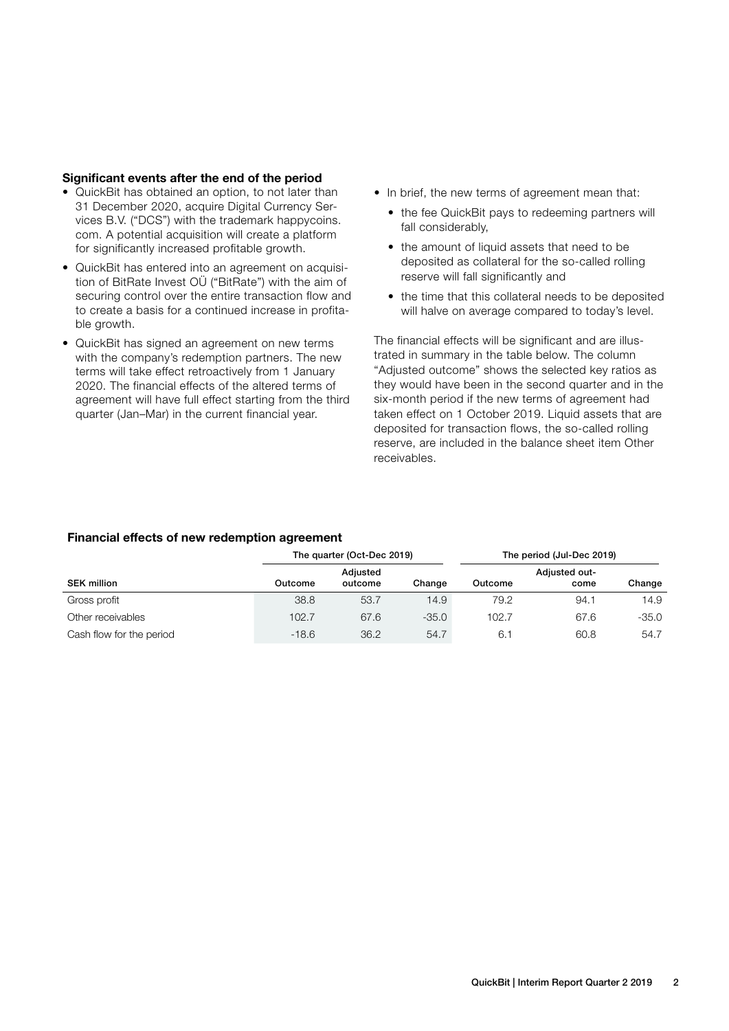### Significant events after the end of the period

- QuickBit has obtained an option, to not later than 31 December 2020, acquire Digital Currency Services B.V. ("DCS") with the trademark happycoins.com. A potential acquisition will create a platform for significantly increased profitable growth.
- QuickBit has entered into an agreement on acquisition of BitRate Invest OÜ ("BitRate") with the aim of securing control over the entire transaction flow and to create a basis for a continued increase in profitable growth.
- QuickBit has signed an agreement on new terms with the company's redemption partners. The new terms will take effect retroactively from 1 January 2020. The financial effects of the altered terms of agreement will have full effect starting from the third quarter (Jan–Mar) in the current financial year.
- In brief, the new terms of agreement mean that:
  - the fee QuickBit pays to redeeming partners will fall considerably,
  - the amount of liquid assets that need to be deposited as collateral for the so-called rolling reserve will fall significantly and
  - the time that this collateral needs to be deposited will halve on average compared to today's level.

The financial effects will be significant and are illustrated in summary in the table below. The column "Adjusted outcome" shows the selected key ratios as they would have been in the second quarter and in the six-month period if the new terms of agreement had taken effect on 1 October 2019. Liquid assets that are deposited for transaction flows, the so-called rolling reserve, are included in the balance sheet item Other receivables.

#### Financial effects of new redemption agreement

| | The quarter (Oct-Dec 2019) | | | The period (Jul-Dec 2019) | | |
|---|---|---|---|---|---|---|
| SEK million | Outcome | Adjusted outcome | Change | Outcome | Adjusted outcome | Change |
| Gross profit | 38.8 | 53.7 | 14.9 | 79.2 | 94.1 | 14.9 |
| Other receivables | 102.7 | 67.6 | -35.0 | 102.7 | 67.6 | -35.0 |
| Cash flow for the period | -18.6 | 36.2 | 54.7 | 6.1 | 60.8 | 54.7 |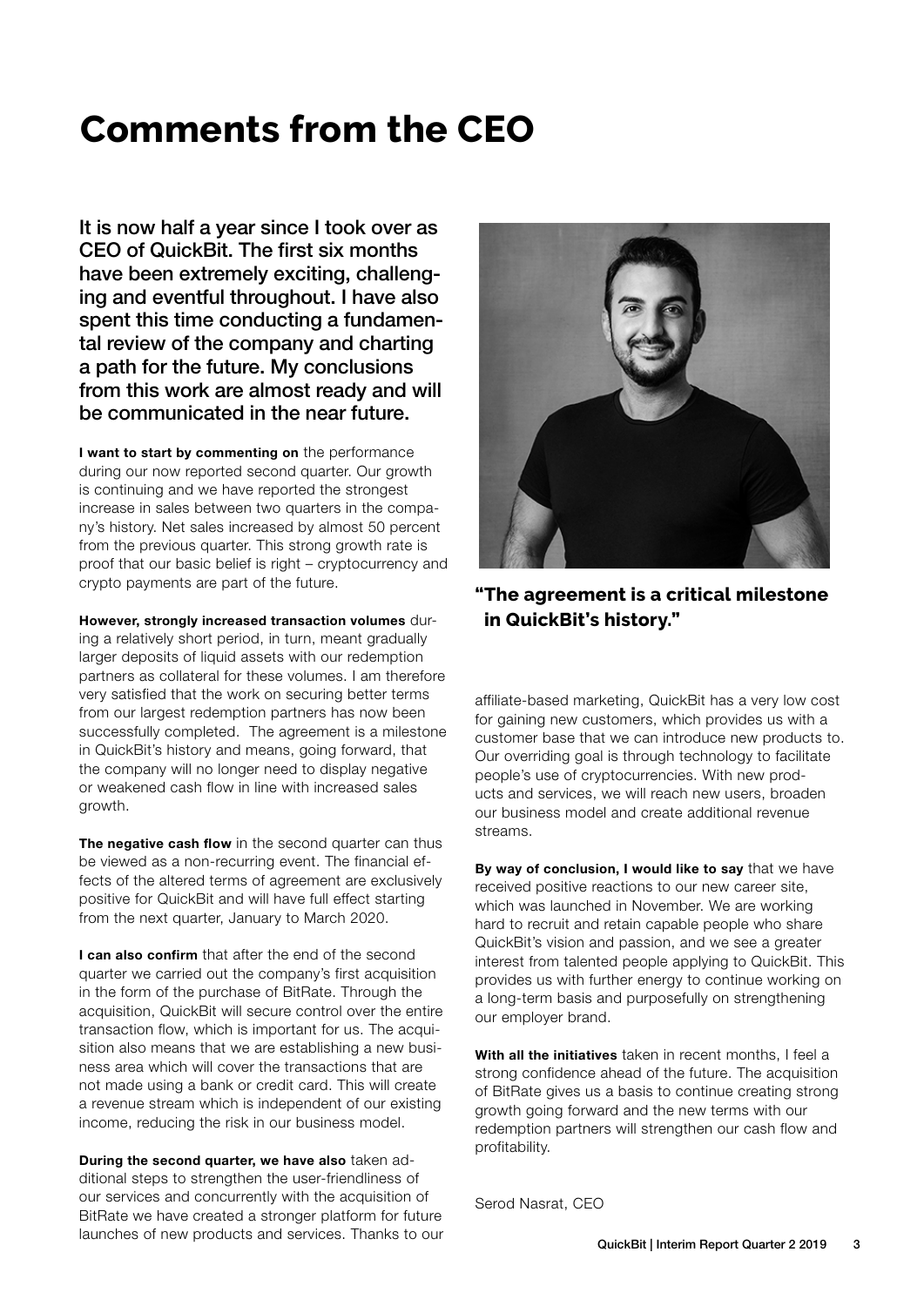# Comments from the CEO

**It is now half a year since I took over as CEO of QuickBit. The first six months have been extremely exciting, challenging and eventful throughout. I have also spent this time conducting a fundamental review of the company and charting a path for the future. My conclusions from this work are almost ready and will be communicated in the near future.**

**I want to start by commenting on** the performance during our now reported second quarter. Our growth is continuing and we have reported the strongest increase in sales between two quarters in the company's history. Net sales increased by almost 50 percent from the previous quarter. This strong growth rate is proof that our basic belief is right – cryptocurrency and crypto payments are part of the future.

**However, strongly increased transaction volumes** during a relatively short period, in turn, meant gradually larger deposits of liquid assets with our redemption partners as collateral for these volumes. I am therefore very satisfied that the work on securing better terms from our largest redemption partners has now been successfully completed. The agreement is a milestone in QuickBit's history and means, going forward, that the company will no longer need to display negative or weakened cash flow in line with increased sales growth.

**The negative cash flow** in the second quarter can thus be viewed as a non-recurring event. The financial effects of the altered terms of agreement are exclusively positive for QuickBit and will have full effect starting from the next quarter, January to March 2020.

**I can also confirm** that after the end of the second quarter we carried out the company's first acquisition in the form of the purchase of BitRate. Through the acquisition, QuickBit will secure control over the entire transaction flow, which is important for us. The acquisition also means that we are establishing a new business area which will cover the transactions that are not made using a bank or credit card. This will create a revenue stream which is independent of our existing income, reducing the risk in our business model.

**During the second quarter, we have also** taken additional steps to strengthen the user-friendliness of our services and concurrently with the acquisition of BitRate we have created a stronger platform for future launches of new products and services. Thanks to our affiliate-based marketing, QuickBit has a very low cost for gaining new customers, which provides us with a customer base that we can introduce new products to. Our overriding goal is through technology to facilitate people's use of cryptocurrencies. With new products and services, we will reach new users, broaden our business model and create additional revenue streams.

**"The agreement is a critical milestone in QuickBit's history."**

**By way of conclusion, I would like to say** that we have received positive reactions to our new career site, which was launched in November. We are working hard to recruit and retain capable people who share QuickBit's vision and passion, and we see a greater interest from talented people applying to QuickBit. This provides us with further energy to continue working on a long-term basis and purposefully on strengthening our employer brand.

**With all the initiatives** taken in recent months, I feel a strong confidence ahead of the future. The acquisition of BitRate gives us a basis to continue creating strong growth going forward and the new terms with our redemption partners will strengthen our cash flow and profitability.

Serod Nasrat, CEO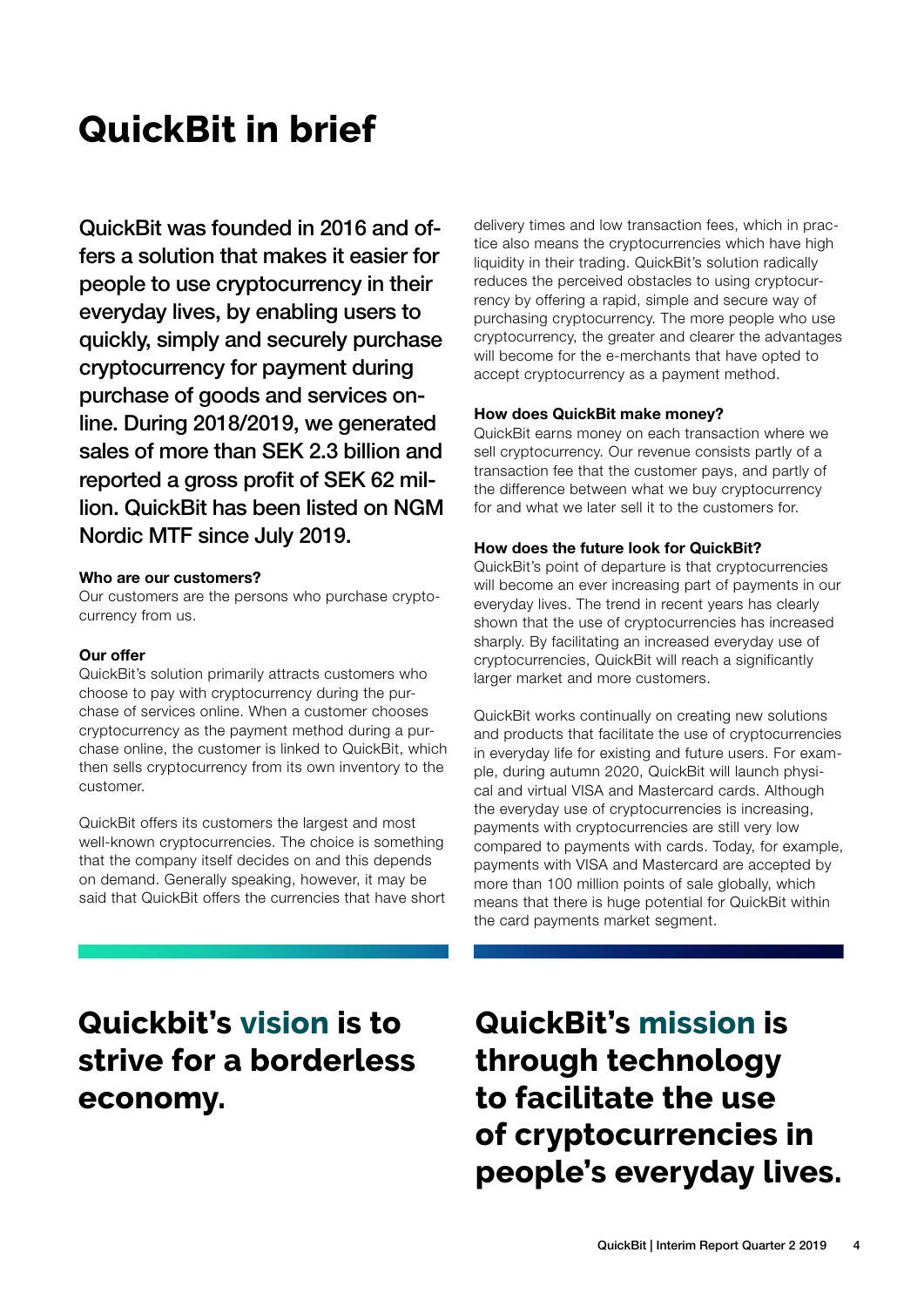# QuickBit in brief

**QuickBit was founded in 2016 and offers a solution that makes it easier for people to use cryptocurrency in their everyday lives, by enabling users to quickly, simply and securely purchase cryptocurrency for payment during purchase of goods and services online. During 2018/2019, we generated sales of more than SEK 2.3 billion and reported a gross profit of SEK 62 million. QuickBit has been listed on NGM Nordic MTF since July 2019.**

### Who are our customers?

Our customers are the persons who purchase cryptocurrency from us.

### Our offer

QuickBit's solution primarily attracts customers who choose to pay with cryptocurrency during the purchase of services online. When a customer chooses cryptocurrency as the payment method during a purchase online, the customer is linked to QuickBit, which then sells cryptocurrency from its own inventory to the customer.

QuickBit offers its customers the largest and most well-known cryptocurrencies. The choice is something that the company itself decides on and this depends on demand. Generally speaking, however, it may be said that QuickBit offers the currencies that have short delivery times and low transaction fees, which in practice also means the cryptocurrencies which have high liquidity in their trading. QuickBit's solution radically reduces the perceived obstacles to using cryptocurrency by offering a rapid, simple and secure way of purchasing cryptocurrency. The more people who use cryptocurrency, the greater and clearer the advantages will become for the e-merchants that have opted to accept cryptocurrency as a payment method.

### How does QuickBit make money?

QuickBit earns money on each transaction where we sell cryptocurrency. Our revenue consists partly of a transaction fee that the customer pays, and partly of the difference between what we buy cryptocurrency for and what we later sell it to the customers for.

### How does the future look for QuickBit?

QuickBit's point of departure is that cryptocurrencies will become an ever increasing part of payments in our everyday lives. The trend in recent years has clearly shown that the use of cryptocurrencies has increased sharply. By facilitating an increased everyday use of cryptocurrencies, QuickBit will reach a significantly larger market and more customers.

QuickBit works continually on creating new solutions and products that facilitate the use of cryptocurrencies in everyday life for existing and future users. For example, during autumn 2020, QuickBit will launch physical and virtual VISA and Mastercard cards. Although the everyday use of cryptocurrencies is increasing, payments with cryptocurrencies are still very low compared to payments with cards. Today, for example, payments with VISA and Mastercard are accepted by more than 100 million points of sale globally, which means that there is huge potential for QuickBit within the card payments market segment.

## Quickbit's vision is to strive for a borderless economy.

## QuickBit's mission is through technology to facilitate the use of cryptocurrencies in people's everyday lives.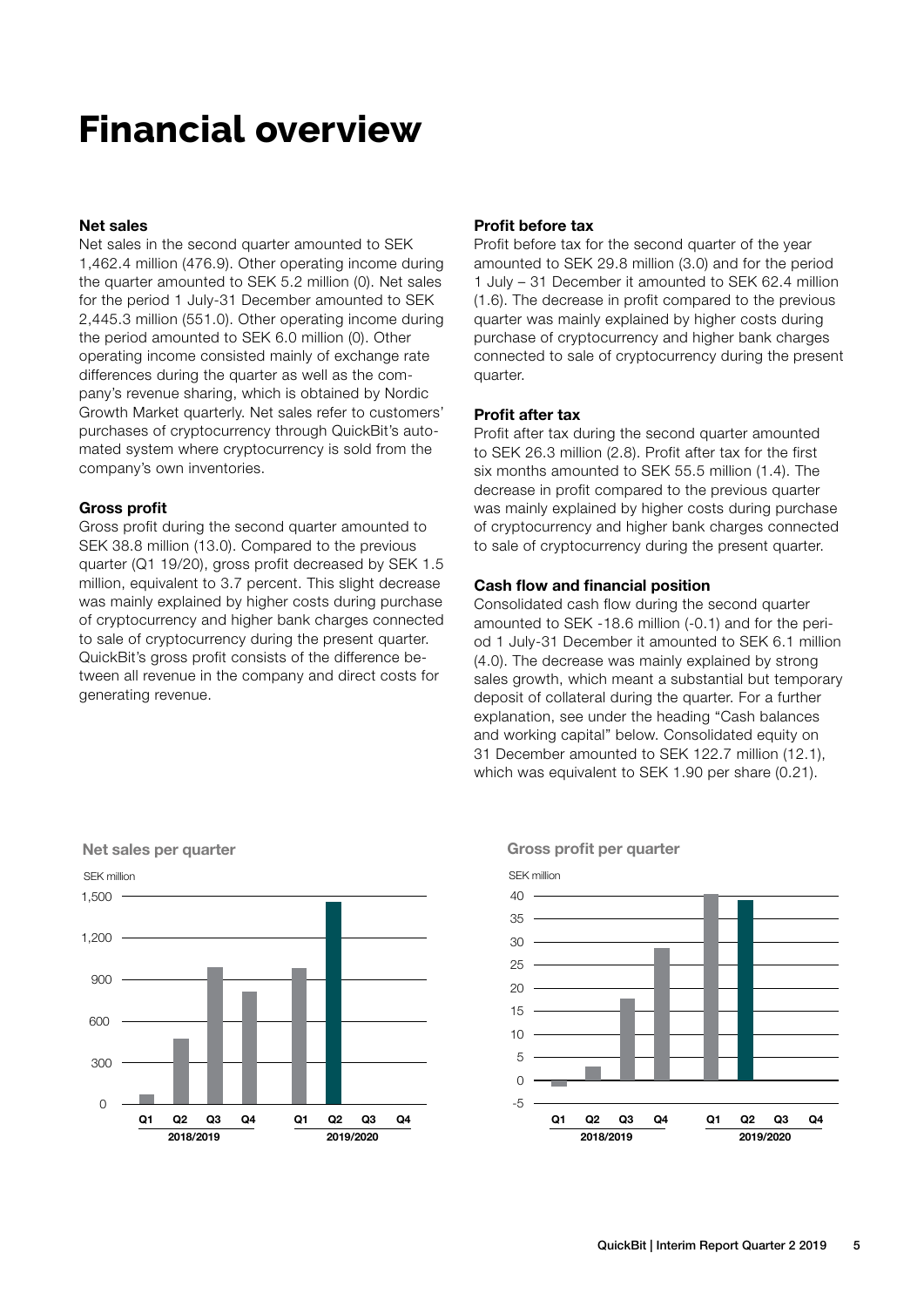# Financial overview

### Net sales

Net sales in the second quarter amounted to SEK 1,462.4 million (476.9). Other operating income during the quarter amounted to SEK 5.2 million (0). Net sales for the period 1 July-31 December amounted to SEK 2,445.3 million (551.0). Other operating income during the period amounted to SEK 6.0 million (0). Other operating income consisted mainly of exchange rate differences during the quarter as well as the company's revenue sharing, which is obtained by Nordic Growth Market quarterly. Net sales refer to customers' purchases of cryptocurrency through QuickBit's automated system where cryptocurrency is sold from the company's own inventories.

### Gross profit

Gross profit during the second quarter amounted to SEK 38.8 million (13.0). Compared to the previous quarter (Q1 19/20), gross profit decreased by SEK 1.5 million, equivalent to 3.7 percent. This slight decrease was mainly explained by higher costs during purchase of cryptocurrency and higher bank charges connected to sale of cryptocurrency during the present quarter. QuickBit's gross profit consists of the difference between all revenue in the company and direct costs for generating revenue.

### Profit before tax

Profit before tax for the second quarter of the year amounted to SEK 29.8 million (3.0) and for the period 1 July – 31 December it amounted to SEK 62.4 million (1.6). The decrease in profit compared to the previous quarter was mainly explained by higher costs during purchase of cryptocurrency and higher bank charges connected to sale of cryptocurrency during the present quarter.

### Profit after tax

Profit after tax during the second quarter amounted to SEK 26.3 million (2.8). Profit after tax for the first six months amounted to SEK 55.5 million (1.4). The decrease in profit compared to the previous quarter was mainly explained by higher costs during purchase of cryptocurrency and higher bank charges connected to sale of cryptocurrency during the present quarter.

### Cash flow and financial position

Consolidated cash flow during the second quarter amounted to SEK -18.6 million (-0.1) and for the period 1 July-31 December it amounted to SEK 6.1 million (4.0). The decrease was mainly explained by strong sales growth, which meant a substantial but temporary deposit of collateral during the quarter. For a further explanation, see under the heading "Cash balances and working capital" below. Consolidated equity on 31 December amounted to SEK 122.7 million (12.1), which was equivalent to SEK 1.90 per share (0.21).

**Net sales per quarter**

SEK million

**Gross profit per quarter**

SEK million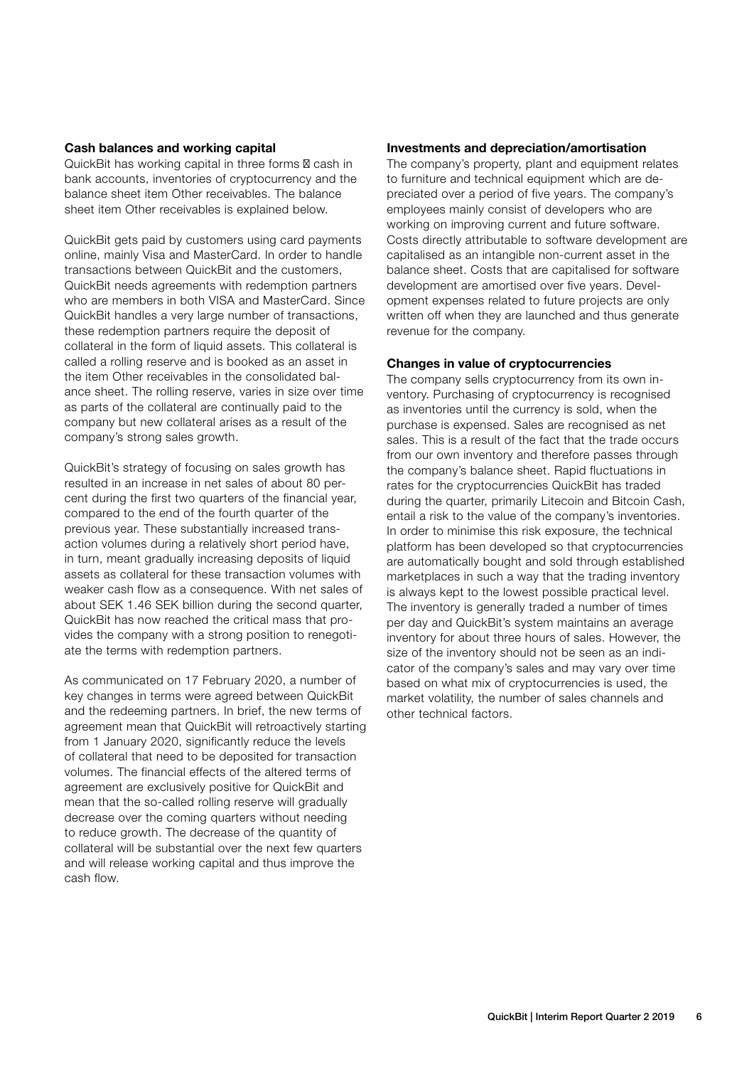### Cash balances and working capital

QuickBit has working capital in three forms  cash in bank accounts, inventories of cryptocurrency and the balance sheet item Other receivables. The balance sheet item Other receivables is explained below.

QuickBit gets paid by customers using card payments online, mainly Visa and MasterCard. In order to handle transactions between QuickBit and the customers, QuickBit needs agreements with redemption partners who are members in both VISA and MasterCard. Since QuickBit handles a very large number of transactions, these redemption partners require the deposit of collateral in the form of liquid assets. This collateral is called a rolling reserve and is booked as an asset in the item Other receivables in the consolidated balance sheet. The rolling reserve, varies in size over time as parts of the collateral are continually paid to the company but new collateral arises as a result of the company's strong sales growth.

QuickBit's strategy of focusing on sales growth has resulted in an increase in net sales of about 80 percent during the first two quarters of the financial year, compared to the end of the fourth quarter of the previous year. These substantially increased transaction volumes during a relatively short period have, in turn, meant gradually increasing deposits of liquid assets as collateral for these transaction volumes with weaker cash flow as a consequence. With net sales of about SEK 1.46 SEK billion during the second quarter, QuickBit has now reached the critical mass that provides the company with a strong position to renegotiate the terms with redemption partners.

As communicated on 17 February 2020, a number of key changes in terms were agreed between QuickBit and the redeeming partners. In brief, the new terms of agreement mean that QuickBit will retroactively starting from 1 January 2020, significantly reduce the levels of collateral that need to be deposited for transaction volumes. The financial effects of the altered terms of agreement are exclusively positive for QuickBit and mean that the so-called rolling reserve will gradually decrease over the coming quarters without needing to reduce growth. The decrease of the quantity of collateral will be substantial over the next few quarters and will release working capital and thus improve the cash flow.

### Investments and depreciation/amortisation

The company's property, plant and equipment relates to furniture and technical equipment which are depreciated over a period of five years. The company's employees mainly consist of developers who are working on improving current and future software. Costs directly attributable to software development are capitalised as an intangible non-current asset in the balance sheet. Costs that are capitalised for software development are amortised over five years. Development expenses related to future projects are only written off when they are launched and thus generate revenue for the company.

### Changes in value of cryptocurrencies

The company sells cryptocurrency from its own inventory. Purchasing of cryptocurrency is recognised as inventories until the currency is sold, when the purchase is expensed. Sales are recognised as net sales. This is a result of the fact that the trade occurs from our own inventory and therefore passes through the company's balance sheet. Rapid fluctuations in rates for the cryptocurrencies QuickBit has traded during the quarter, primarily Litecoin and Bitcoin Cash, entail a risk to the value of the company's inventories. In order to minimise this risk exposure, the technical platform has been developed so that cryptocurrencies are automatically bought and sold through established marketplaces in such a way that the trading inventory is always kept to the lowest possible practical level. The inventory is generally traded a number of times per day and QuickBit's system maintains an average inventory for about three hours of sales. However, the size of the inventory should not be seen as an indicator of the company's sales and may vary over time based on what mix of cryptocurrencies is used, the market volatility, the number of sales channels and other technical factors.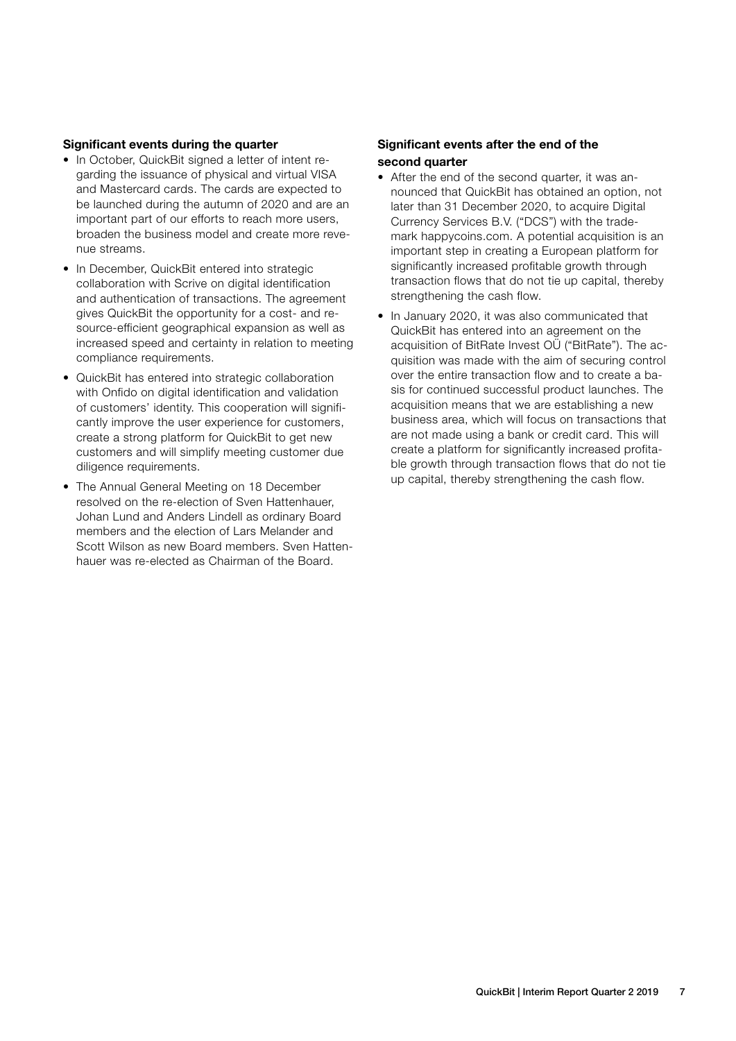### Significant events during the quarter

- In October, QuickBit signed a letter of intent regarding the issuance of physical and virtual VISA and Mastercard cards. The cards are expected to be launched during the autumn of 2020 and are an important part of our efforts to reach more users, broaden the business model and create more revenue streams.
- In December, QuickBit entered into strategic collaboration with Scrive on digital identification and authentication of transactions. The agreement gives QuickBit the opportunity for a cost- and resource-efficient geographical expansion as well as increased speed and certainty in relation to meeting compliance requirements.
- QuickBit has entered into strategic collaboration with Onfido on digital identification and validation of customers' identity. This cooperation will significantly improve the user experience for customers, create a strong platform for QuickBit to get new customers and will simplify meeting customer due diligence requirements.
- The Annual General Meeting on 18 December resolved on the re-election of Sven Hattenhauer, Johan Lund and Anders Lindell as ordinary Board members and the election of Lars Melander and Scott Wilson as new Board members. Sven Hattenhauer was re-elected as Chairman of the Board.

### Significant events after the end of the second quarter

- After the end of the second quarter, it was announced that QuickBit has obtained an option, not later than 31 December 2020, to acquire Digital Currency Services B.V. ("DCS") with the trademark happycoins.com. A potential acquisition is an important step in creating a European platform for significantly increased profitable growth through transaction flows that do not tie up capital, thereby strengthening the cash flow.
- In January 2020, it was also communicated that QuickBit has entered into an agreement on the acquisition of BitRate Invest OÜ ("BitRate"). The acquisition was made with the aim of securing control over the entire transaction flow and to create a basis for continued successful product launches. The acquisition means that we are establishing a new business area, which will focus on transactions that are not made using a bank or credit card. This will create a platform for significantly increased profitable growth through transaction flows that do not tie up capital, thereby strengthening the cash flow.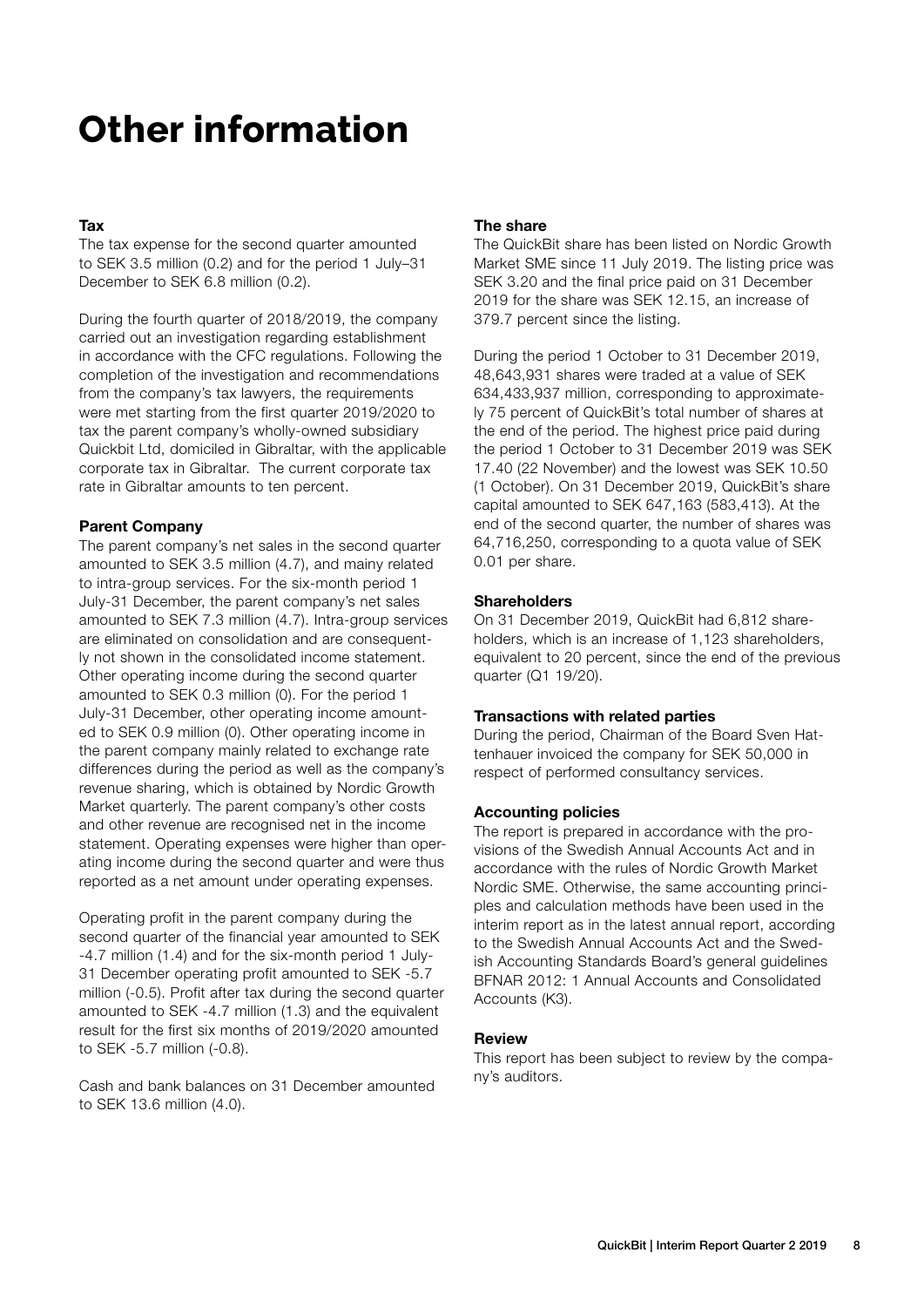# Other information

### Tax

The tax expense for the second quarter amounted to SEK 3.5 million (0.2) and for the period 1 July–31 December to SEK 6.8 million (0.2).

During the fourth quarter of 2018/2019, the company carried out an investigation regarding establishment in accordance with the CFC regulations. Following the completion of the investigation and recommendations from the company's tax lawyers, the requirements were met starting from the first quarter 2019/2020 to tax the parent company's wholly-owned subsidiary Quickbit Ltd, domiciled in Gibraltar, with the applicable corporate tax in Gibraltar. The current corporate tax rate in Gibraltar amounts to ten percent.

### Parent Company

The parent company's net sales in the second quarter amounted to SEK 3.5 million (4.7), and mainy related to intra-group services. For the six-month period 1 July-31 December, the parent company's net sales amounted to SEK 7.3 million (4.7). Intra-group services are eliminated on consolidation and are consequently not shown in the consolidated income statement. Other operating income during the second quarter amounted to SEK 0.3 million (0). For the period 1 July-31 December, other operating income amounted to SEK 0.9 million (0). Other operating income in the parent company mainly related to exchange rate differences during the period as well as the company's revenue sharing, which is obtained by Nordic Growth Market quarterly. The parent company's other costs and other revenue are recognised net in the income statement. Operating expenses were higher than operating income during the second quarter and were thus reported as a net amount under operating expenses.

Operating profit in the parent company during the second quarter of the financial year amounted to SEK -4.7 million (1.4) and for the six-month period 1 July-31 December operating profit amounted to SEK -5.7 million (-0.5). Profit after tax during the second quarter amounted to SEK -4.7 million (1.3) and the equivalent result for the first six months of 2019/2020 amounted to SEK -5.7 million (-0.8).

Cash and bank balances on 31 December amounted to SEK 13.6 million (4.0).

### The share

The QuickBit share has been listed on Nordic Growth Market SME since 11 July 2019. The listing price was SEK 3.20 and the final price paid on 31 December 2019 for the share was SEK 12.15, an increase of 379.7 percent since the listing.

During the period 1 October to 31 December 2019, 48,643,931 shares were traded at a value of SEK 634,433,937 million, corresponding to approximately 75 percent of QuickBit's total number of shares at the end of the period. The highest price paid during the period 1 October to 31 December 2019 was SEK 17.40 (22 November) and the lowest was SEK 10.50 (1 October). On 31 December 2019, QuickBit's share capital amounted to SEK 647,163 (583,413). At the end of the second quarter, the number of shares was 64,716,250, corresponding to a quota value of SEK 0.01 per share.

### Shareholders

On 31 December 2019, QuickBit had 6,812 shareholders, which is an increase of 1,123 shareholders, equivalent to 20 percent, since the end of the previous quarter (Q1 19/20).

### Transactions with related parties

During the period, Chairman of the Board Sven Hattenhauer invoiced the company for SEK 50,000 in respect of performed consultancy services.

### Accounting policies

The report is prepared in accordance with the provisions of the Swedish Annual Accounts Act and in accordance with the rules of Nordic Growth Market Nordic SME. Otherwise, the same accounting principles and calculation methods have been used in the interim report as in the latest annual report, according to the Swedish Annual Accounts Act and the Swedish Accounting Standards Board's general guidelines BFNAR 2012: 1 Annual Accounts and Consolidated Accounts (K3).

### Review

This report has been subject to review by the company's auditors.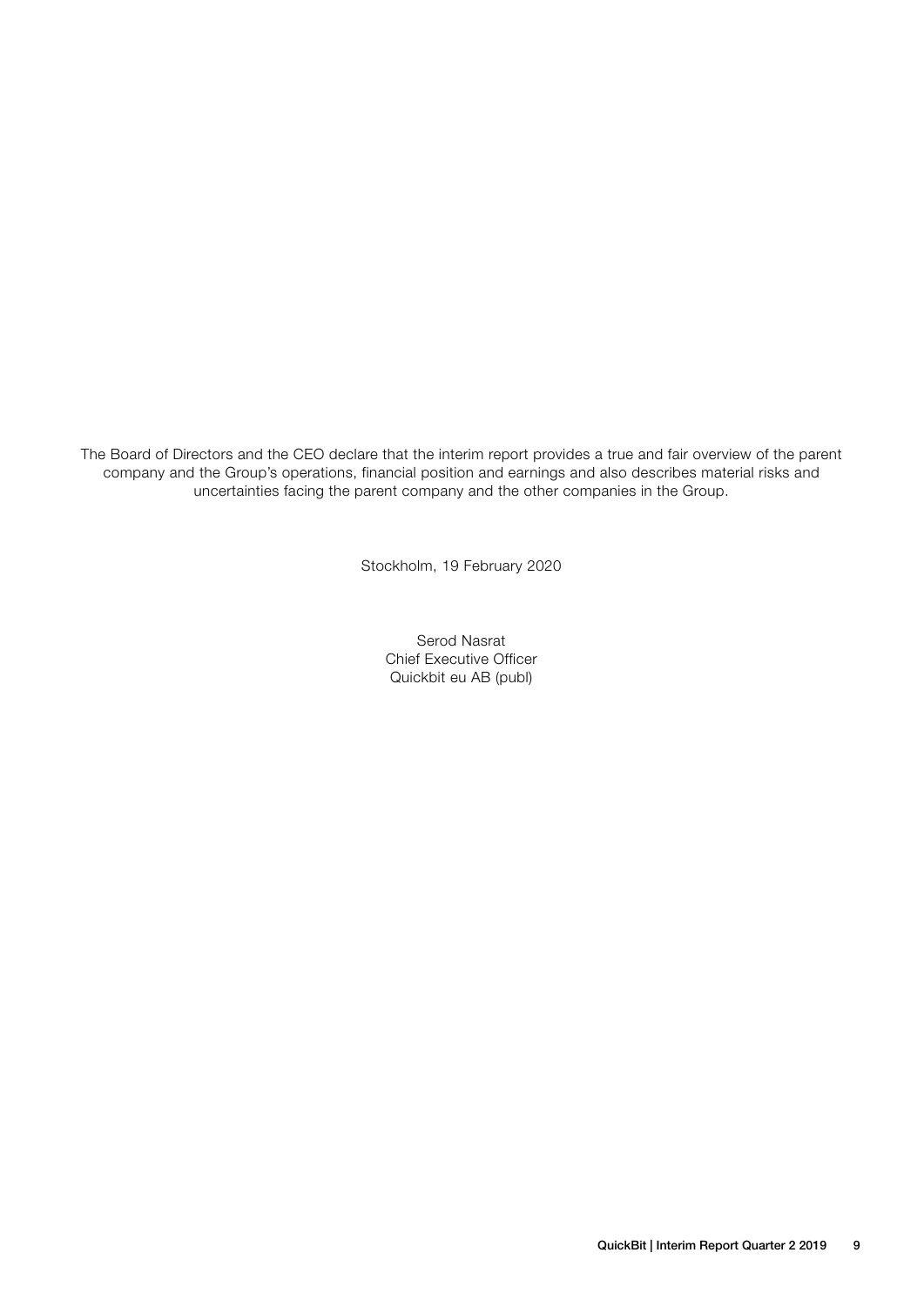The Board of Directors and the CEO declare that the interim report provides a true and fair overview of the parent company and the Group's operations, financial position and earnings and also describes material risks and uncertainties facing the parent company and the other companies in the Group.

Stockholm, 19 February 2020

Serod Nasrat
Chief Executive Officer
Quickbit eu AB (publ)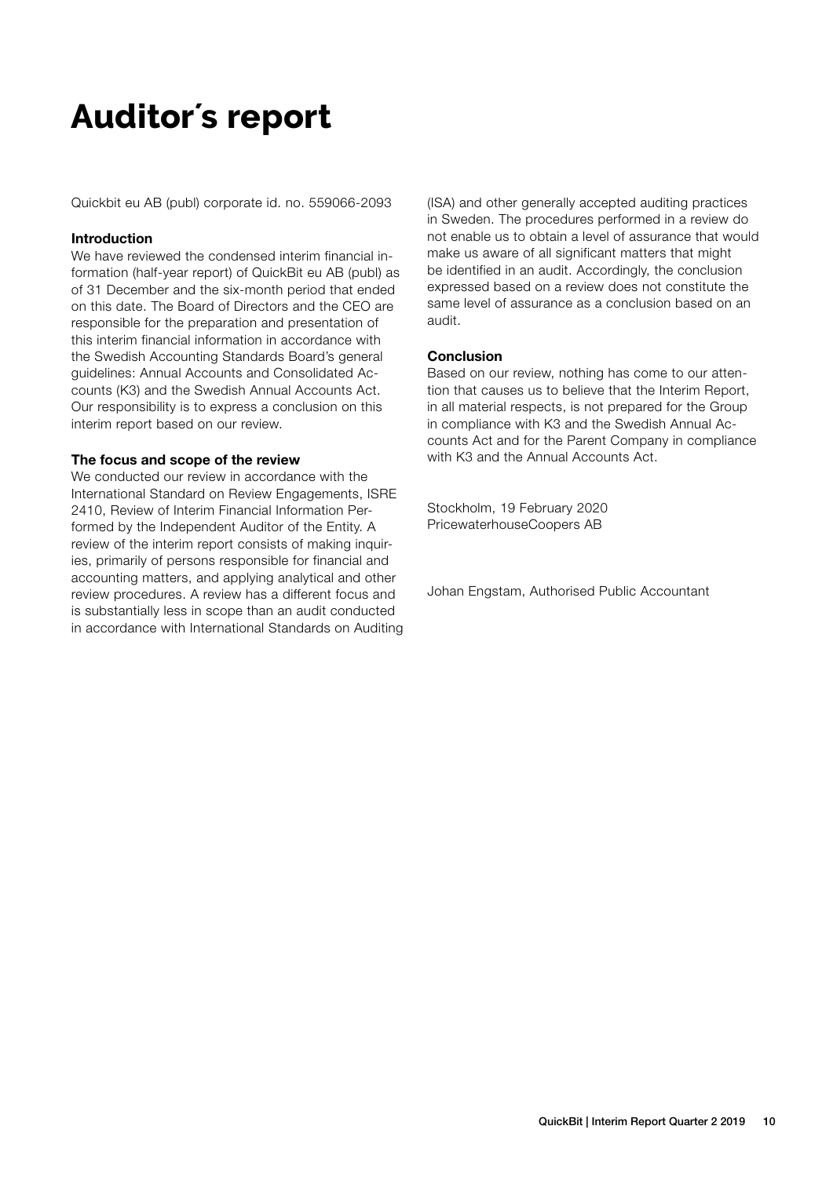# Auditor´s report

Quickbit eu AB (publ) corporate id. no. 559066-2093

### Introduction

We have reviewed the condensed interim financial information (half-year report) of QuickBit eu AB (publ) as of 31 December and the six-month period that ended on this date. The Board of Directors and the CEO are responsible for the preparation and presentation of this interim financial information in accordance with the Swedish Accounting Standards Board's general guidelines: Annual Accounts and Consolidated Accounts (K3) and the Swedish Annual Accounts Act. Our responsibility is to express a conclusion on this interim report based on our review.

### The focus and scope of the review

We conducted our review in accordance with the International Standard on Review Engagements, ISRE 2410, Review of Interim Financial Information Performed by the Independent Auditor of the Entity. A review of the interim report consists of making inquiries, primarily of persons responsible for financial and accounting matters, and applying analytical and other review procedures. A review has a different focus and is substantially less in scope than an audit conducted in accordance with International Standards on Auditing (ISA) and other generally accepted auditing practices in Sweden. The procedures performed in a review do not enable us to obtain a level of assurance that would make us aware of all significant matters that might be identified in an audit. Accordingly, the conclusion expressed based on a review does not constitute the same level of assurance as a conclusion based on an audit.

### Conclusion

Based on our review, nothing has come to our attention that causes us to believe that the Interim Report, in all material respects, is not prepared for the Group in compliance with K3 and the Swedish Annual Accounts Act and for the Parent Company in compliance with K3 and the Annual Accounts Act.

Stockholm, 19 February 2020
PricewaterhouseCoopers AB

Johan Engstam, Authorised Public Accountant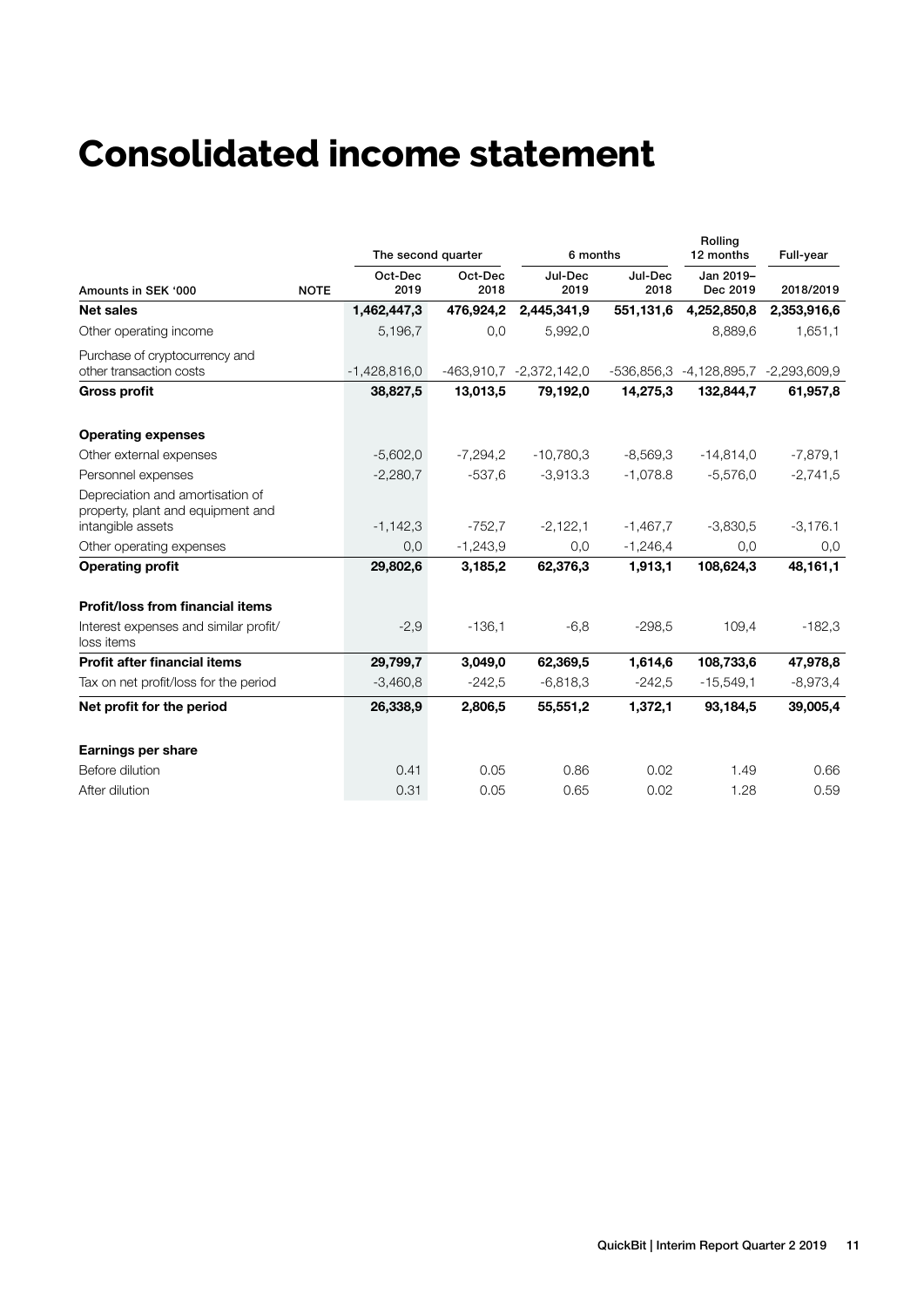# Consolidated income statement

| Amounts in SEK '000 | NOTE | The second quarter | | 6 months | | Rolling 12 months | Full-year |
|---|---|---|---|---|---|---|---|
| | | Oct-Dec 2019 | Oct-Dec 2018 | Jul-Dec 2019 | Jul-Dec 2018 | Jan 2019–Dec 2019 | 2018/2019 |
| **Net sales** | | **1,462,447,3** | **476,924,2** | **2,445,341,9** | **551,131,6** | **4,252,850,8** | **2,353,916,6** |
| Other operating income | | 5,196,7 | 0,0 | 5,992,0 | | 8,889,6 | 1,651,1 |
| Purchase of cryptocurrency and other transaction costs | | -1,428,816,0 | -463,910,7 | -2,372,142,0 | -536,856,3 | -4,128,895,7 | -2,293,609,9 |
| **Gross profit** | | **38,827,5** | **13,013,5** | **79,192,0** | **14,275,3** | **132,844,7** | **61,957,8** |
| | | | | | | | |
| **Operating expenses** | | | | | | | |
| Other external expenses | | -5,602,0 | -7,294,2 | -10,780,3 | -8,569,3 | -14,814,0 | -7,879,1 |
| Personnel expenses | | -2,280,7 | -537,6 | -3,913.3 | -1,078.8 | -5,576,0 | -2,741,5 |
| Depreciation and amortisation of property, plant and equipment and intangible assets | | -1,142,3 | -752,7 | -2,122,1 | -1,467,7 | -3,830,5 | -3,176.1 |
| Other operating expenses | | 0,0 | -1,243,9 | 0,0 | -1,246,4 | 0,0 | 0,0 |
| **Operating profit** | | **29,802,6** | **3,185,2** | **62,376,3** | **1,913,1** | **108,624,3** | **48,161,1** |
| | | | | | | | |
| **Profit/loss from financial items** | | | | | | | |
| Interest expenses and similar profit/loss items | | -2,9 | -136,1 | -6,8 | -298,5 | 109,4 | -182,3 |
| **Profit after financial items** | | **29,799,7** | **3,049,0** | **62,369,5** | **1,614,6** | **108,733,6** | **47,978,8** |
| Tax on net profit/loss for the period | | -3,460,8 | -242,5 | -6,818,3 | -242,5 | -15,549,1 | -8,973,4 |
| **Net profit for the period** | | **26,338,9** | **2,806,5** | **55,551,2** | **1,372,1** | **93,184,5** | **39,005,4** |
| | | | | | | | |
| **Earnings per share** | | | | | | | |
| Before dilution | | 0.41 | 0.05 | 0.86 | 0.02 | 1.49 | 0.66 |
| After dilution | | 0.31 | 0.05 | 0.65 | 0.02 | 1.28 | 0.59 |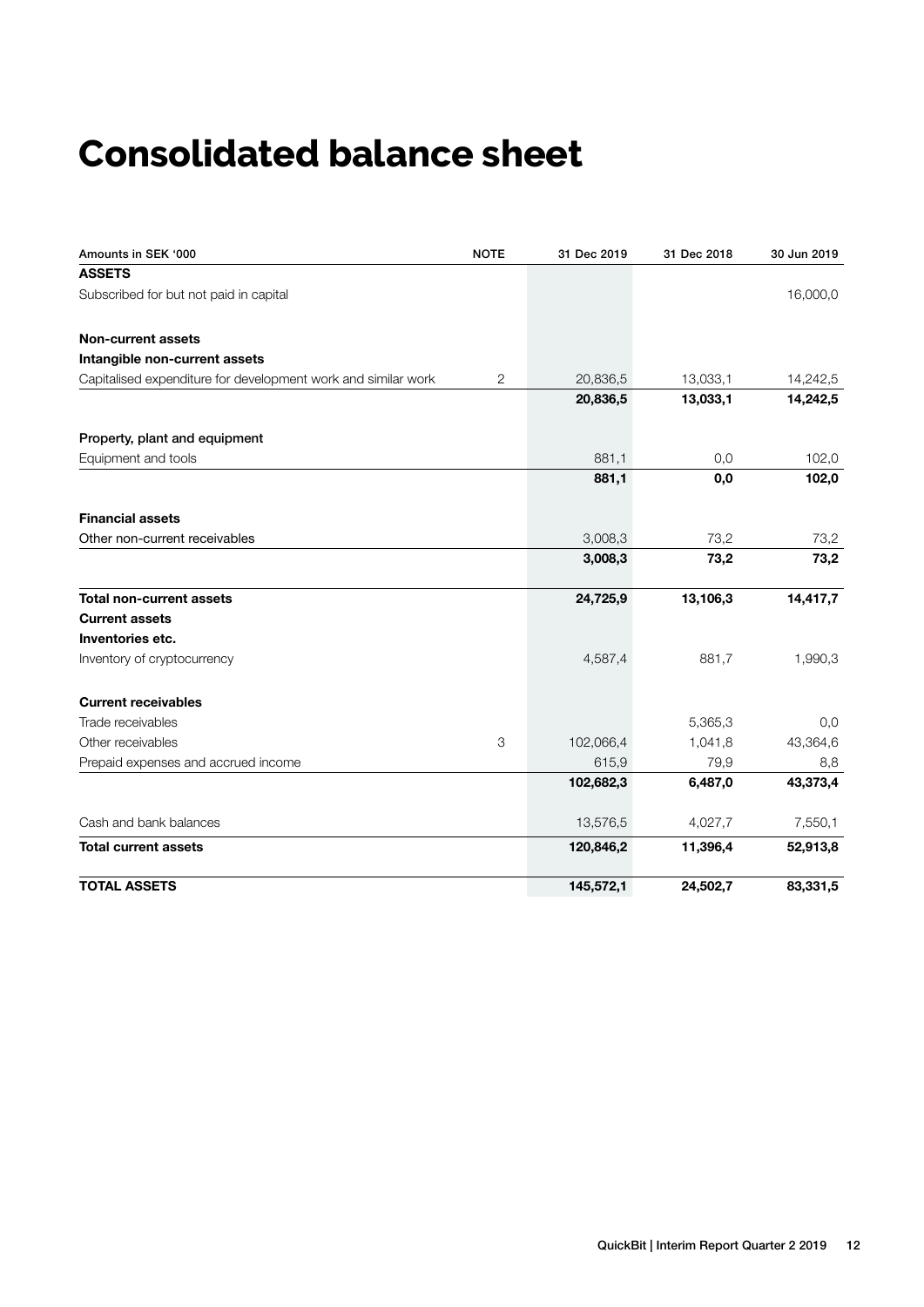# Consolidated balance sheet

| Amounts in SEK '000 | NOTE | 31 Dec 2019 | 31 Dec 2018 | 30 Jun 2019 |
|---|---|---|---|---|
| **ASSETS** | | | | |
| Subscribed for but not paid in capital | | | | 16,000,0 |
| | | | | |
| **Non-current assets** | | | | |
| **Intangible non-current assets** | | | | |
| Capitalised expenditure for development work and similar work | 2 | 20,836,5 | 13,033,1 | 14,242,5 |
| | | **20,836,5** | **13,033,1** | **14,242,5** |
| | | | | |
| **Property, plant and equipment** | | | | |
| Equipment and tools | | 881,1 | 0,0 | 102,0 |
| | | **881,1** | **0,0** | **102,0** |
| | | | | |
| **Financial assets** | | | | |
| Other non-current receivables | | 3,008,3 | 73,2 | 73,2 |
| | | **3,008,3** | **73,2** | **73,2** |
| | | | | |
| **Total non-current assets** | | **24,725,9** | **13,106,3** | **14,417,7** |
| **Current assets** | | | | |
| **Inventories etc.** | | | | |
| Inventory of cryptocurrency | | 4,587,4 | 881,7 | 1,990,3 |
| | | | | |
| **Current receivables** | | | | |
| Trade receivables | | | 5,365,3 | 0,0 |
| Other receivables | 3 | 102,066,4 | 1,041,8 | 43,364,6 |
| Prepaid expenses and accrued income | | 615,9 | 79,9 | 8,8 |
| | | **102,682,3** | **6,487,0** | **43,373,4** |
| | | | | |
| Cash and bank balances | | 13,576,5 | 4,027,7 | 7,550,1 |
| **Total current assets** | | **120,846,2** | **11,396,4** | **52,913,8** |
| | | | | |
| **TOTAL ASSETS** | | **145,572,1** | **24,502,7** | **83,331,5** |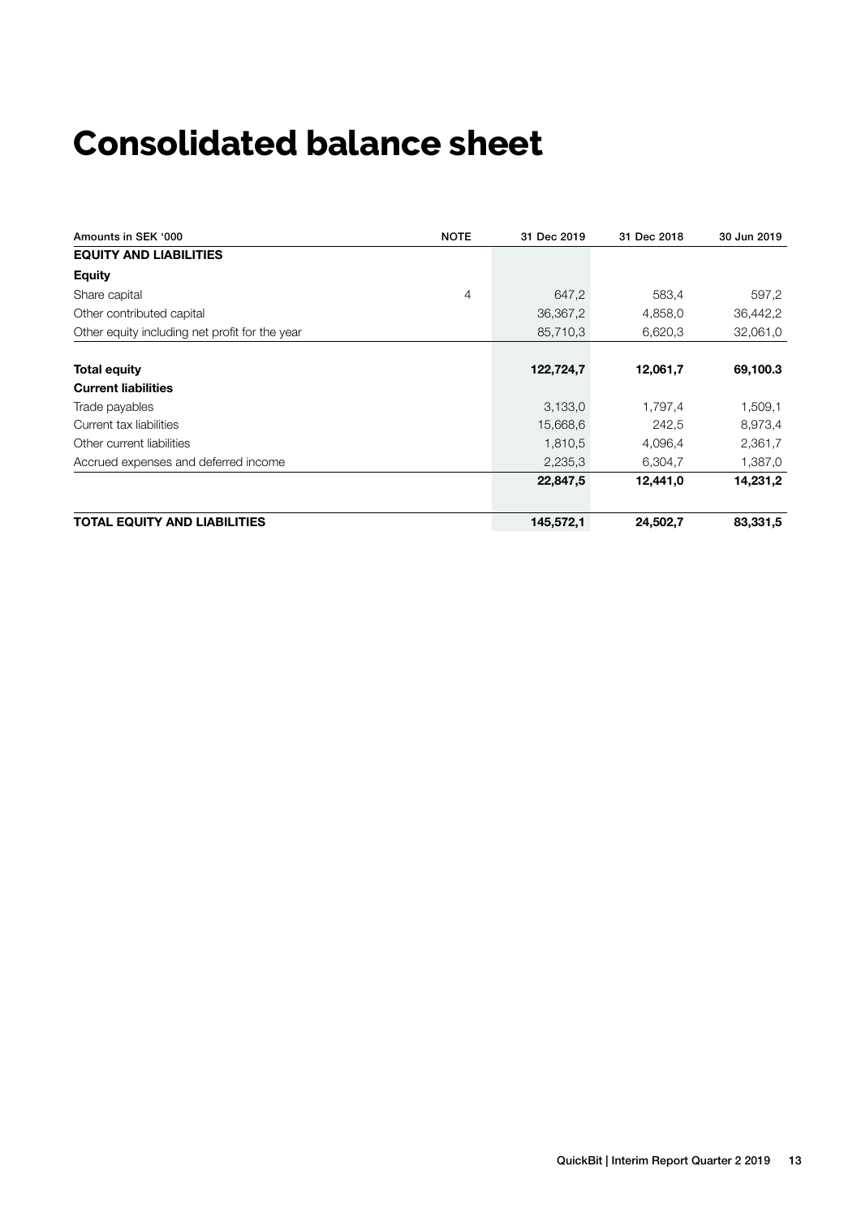# Consolidated balance sheet

| Amounts in SEK '000 | NOTE | 31 Dec 2019 | 31 Dec 2018 | 30 Jun 2019 |
|---|---|---|---|---|
| **EQUITY AND LIABILITIES** | | | | |
| **Equity** | | | | |
| Share capital | 4 | 647,2 | 583,4 | 597,2 |
| Other contributed capital | | 36,367,2 | 4,858,0 | 36,442,2 |
| Other equity including net profit for the year | | 85,710,3 | 6,620,3 | 32,061,0 |
| **Total equity** | | **122,724,7** | **12,061,7** | **69,100.3** |
| **Current liabilities** | | | | |
| Trade payables | | 3,133,0 | 1,797,4 | 1,509,1 |
| Current tax liabilities | | 15,668,6 | 242,5 | 8,973,4 |
| Other current liabilities | | 1,810,5 | 4,096,4 | 2,361,7 |
| Accrued expenses and deferred income | | 2,235,3 | 6,304,7 | 1,387,0 |
| | | **22,847,5** | **12,441,0** | **14,231,2** |
| **TOTAL EQUITY AND LIABILITIES** | | **145,572,1** | **24,502,7** | **83,331,5** |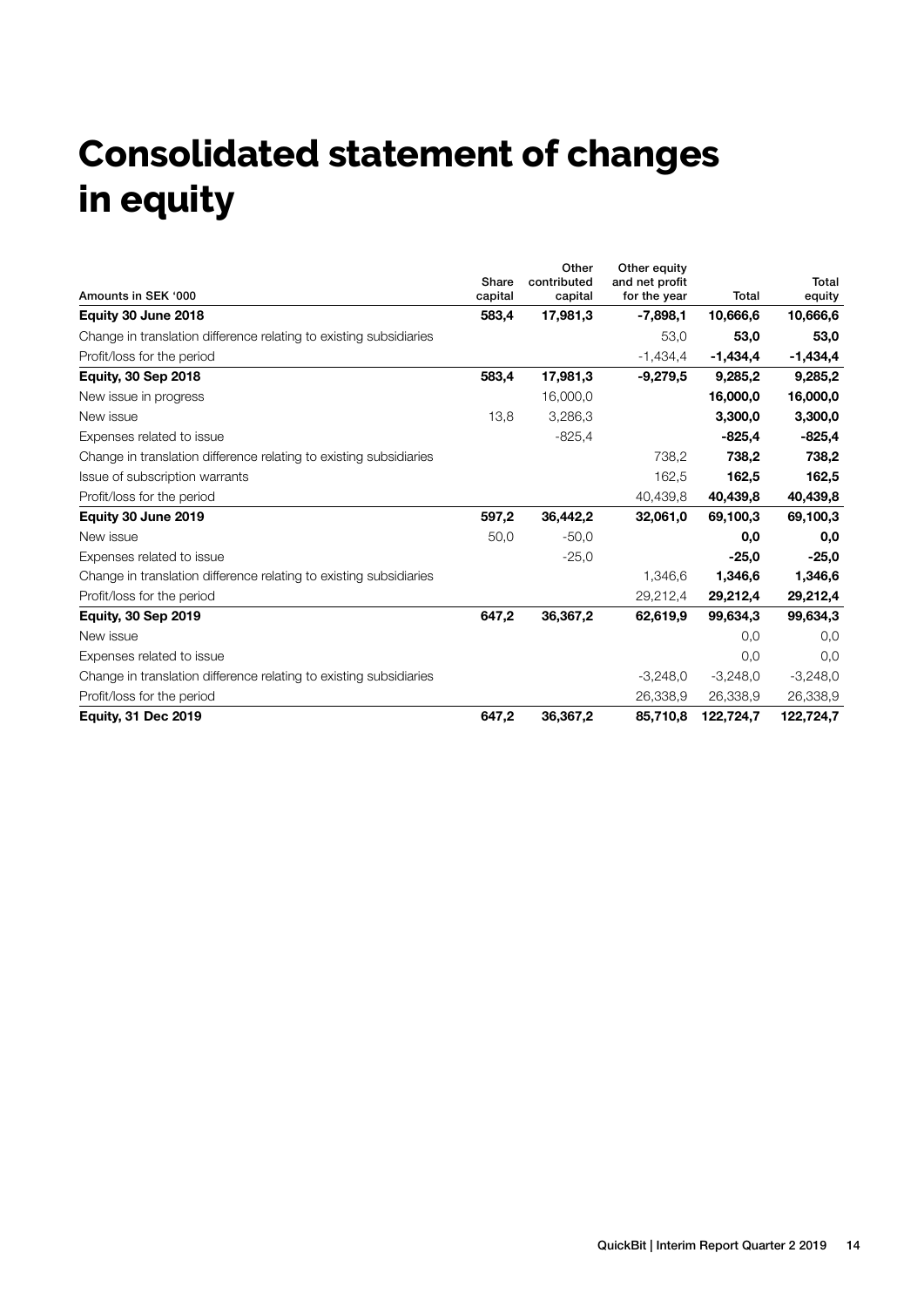# Consolidated statement of changes in equity

| Amounts in SEK '000 | Share capital | Other contributed capital | Other equity and net profit for the year | Total | Total equity |
|---|---|---|---|---|---|
| **Equity 30 June 2018** | **583,4** | **17,981,3** | **-7,898,1** | **10,666,6** | **10,666,6** |
| Change in translation difference relating to existing subsidiaries | | | 53,0 | **53,0** | **53,0** |
| Profit/loss for the period | | | -1,434,4 | **-1,434,4** | **-1,434,4** |
| **Equity, 30 Sep 2018** | **583,4** | **17,981,3** | **-9,279,5** | **9,285,2** | **9,285,2** |
| New issue in progress | | 16,000,0 | | **16,000,0** | **16,000,0** |
| New issue | 13,8 | 3,286,3 | | **3,300,0** | **3,300,0** |
| Expenses related to issue | | -825,4 | | **-825,4** | **-825,4** |
| Change in translation difference relating to existing subsidiaries | | | 738,2 | **738,2** | **738,2** |
| Issue of subscription warrants | | | 162,5 | **162,5** | **162,5** |
| Profit/loss for the period | | | 40,439,8 | **40,439,8** | **40,439,8** |
| **Equity 30 June 2019** | **597,2** | **36,442,2** | **32,061,0** | **69,100,3** | **69,100,3** |
| New issue | 50,0 | -50,0 | | **0,0** | **0,0** |
| Expenses related to issue | | -25,0 | | **-25,0** | **-25,0** |
| Change in translation difference relating to existing subsidiaries | | | 1,346,6 | **1,346,6** | **1,346,6** |
| Profit/loss for the period | | | 29,212,4 | **29,212,4** | **29,212,4** |
| **Equity, 30 Sep 2019** | **647,2** | **36,367,2** | **62,619,9** | **99,634,3** | **99,634,3** |
| New issue | | | | 0,0 | 0,0 |
| Expenses related to issue | | | | 0,0 | 0,0 |
| Change in translation difference relating to existing subsidiaries | | | -3,248,0 | -3,248,0 | -3,248,0 |
| Profit/loss for the period | | | 26,338,9 | 26,338,9 | 26,338,9 |
| **Equity, 31 Dec 2019** | **647,2** | **36,367,2** | **85,710,8** | **122,724,7** | **122,724,7** |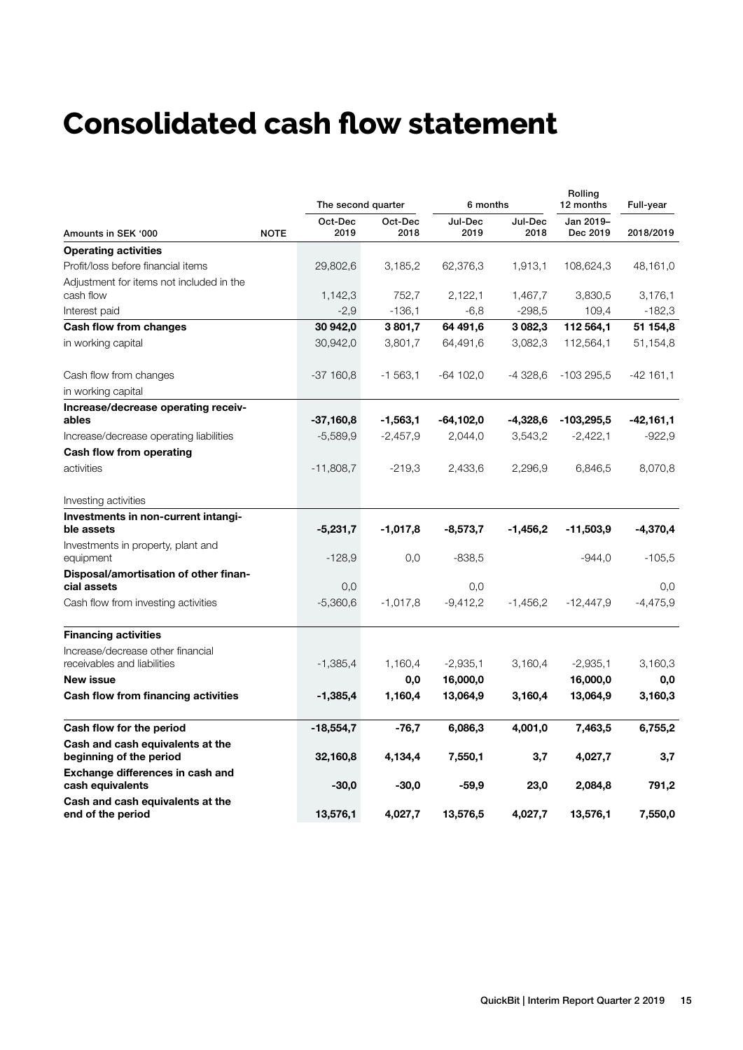# Consolidated cash flow statement

| Amounts in SEK '000 | NOTE | The second quarter | | 6 months | | Rolling 12 months | Full-year |
|---|---|---|---|---|---|---|---|
| | | Oct-Dec 2019 | Oct-Dec 2018 | Jul-Dec 2019 | Jul-Dec 2018 | Jan 2019– Dec 2019 | 2018/2019 |
| **Operating activities** | | | | | | | |
| Profit/loss before financial items | | 29,802,6 | 3,185,2 | 62,376,3 | 1,913,1 | 108,624,3 | 48,161,0 |
| Adjustment for items not included in the cash flow | | 1,142,3 | 752,7 | 2,122,1 | 1,467,7 | 3,830,5 | 3,176,1 |
| Interest paid | | -2,9 | -136,1 | -6,8 | -298,5 | 109,4 | -182,3 |
| **Cash flow from changes** | | **30 942,0** | **3 801,7** | **64 491,6** | **3 082,3** | **112 564,1** | **51 154,8** |
| in working capital | | 30,942,0 | 3,801,7 | 64,491,6 | 3,082,3 | 112,564,1 | 51,154,8 |
| Cash flow from changes | | -37 160,8 | -1 563,1 | -64 102,0 | -4 328,6 | -103 295,5 | -42 161,1 |
| in working capital | | | | | | | |
| **Increase/decrease operating receivables** | | **-37,160,8** | **-1,563,1** | **-64,102,0** | **-4,328,6** | **-103,295,5** | **-42,161,1** |
| Increase/decrease operating liabilities | | -5,589,9 | -2,457,9 | 2,044,0 | 3,543,2 | -2,422,1 | -922,9 |
| **Cash flow from operating** | | | | | | | |
| activities | | -11,808,7 | -219,3 | 2,433,6 | 2,296,9 | 6,846,5 | 8,070,8 |
| Investing activities | | | | | | | |
| **Investments in non-current intangible assets** | | **-5,231,7** | **-1,017,8** | **-8,573,7** | **-1,456,2** | **-11,503,9** | **-4,370,4** |
| Investments in property, plant and equipment | | -128,9 | 0,0 | -838,5 | | -944,0 | -105,5 |
| **Disposal/amortisation of other financial assets** | | 0,0 | | 0,0 | | | 0,0 |
| Cash flow from investing activities | | -5,360,6 | -1,017,8 | -9,412,2 | -1,456,2 | -12,447,9 | -4,475,9 |
| **Financing activities** | | | | | | | |
| Increase/decrease other financial receivables and liabilities | | -1,385,4 | 1,160,4 | -2,935,1 | 3,160,4 | -2,935,1 | 3,160,3 |
| **New issue** | | | **0,0** | **16,000,0** | | **16,000,0** | **0,0** |
| **Cash flow from financing activities** | | **-1,385,4** | **1,160,4** | **13,064,9** | **3,160,4** | **13,064,9** | **3,160,3** |
| **Cash flow for the period** | | **-18,554,7** | **-76,7** | **6,086,3** | **4,001,0** | **7,463,5** | **6,755,2** |
| **Cash and cash equivalents at the beginning of the period** | | **32,160,8** | **4,134,4** | **7,550,1** | **3,7** | **4,027,7** | **3,7** |
| **Exchange differences in cash and cash equivalents** | | **-30,0** | **-30,0** | **-59,9** | **23,0** | **2,084,8** | **791,2** |
| **Cash and cash equivalents at the end of the period** | | **13,576,1** | **4,027,7** | **13,576,5** | **4,027,7** | **13,576,1** | **7,550,0** |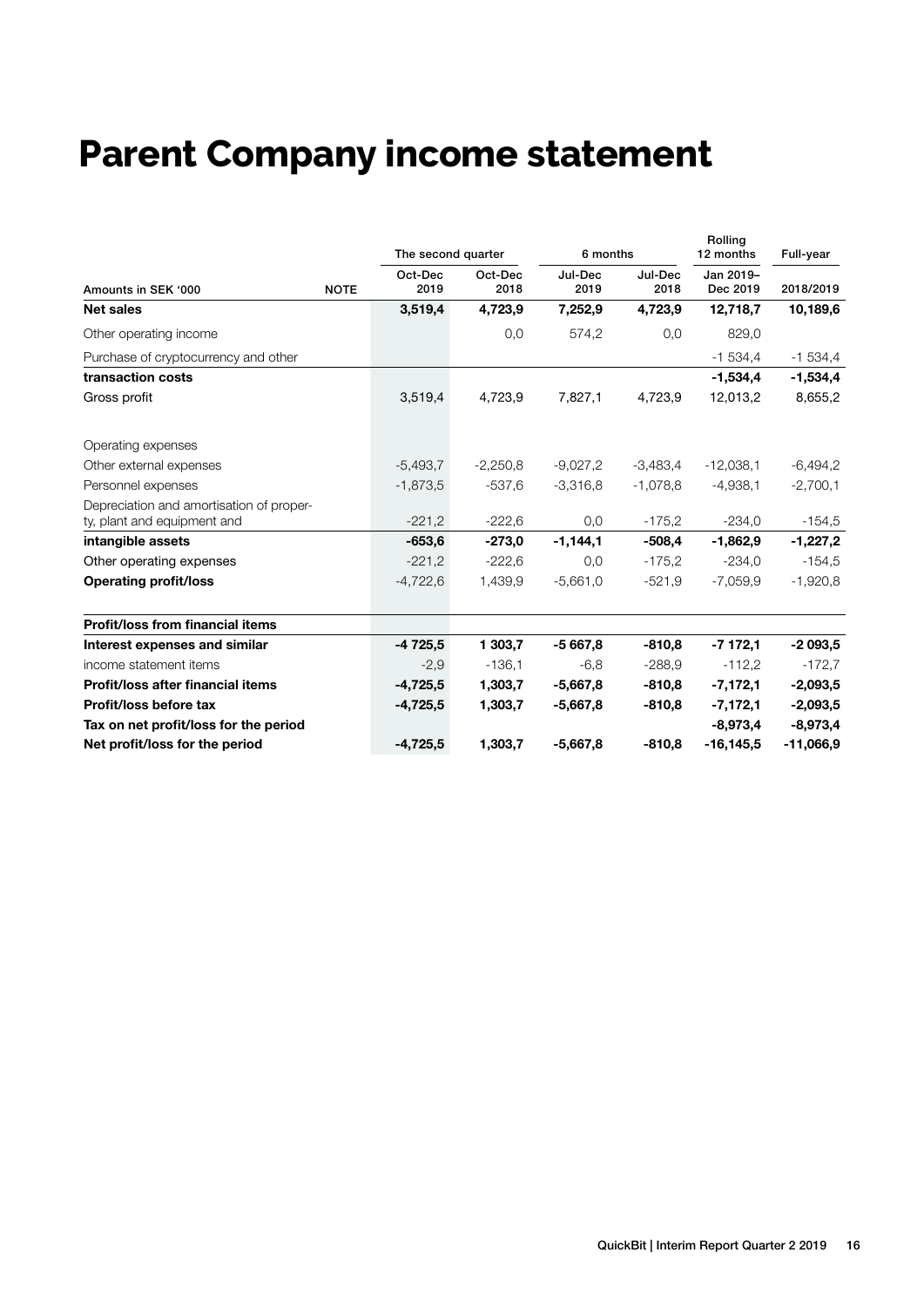# Parent Company income statement

| Amounts in SEK '000 | NOTE | The second quarter Oct-Dec 2019 | Oct-Dec 2018 | 6 months Jul-Dec 2019 | Jul-Dec 2018 | Rolling 12 months Jan 2019–Dec 2019 | Full-year 2018/2019 |
|---|---|---|---|---|---|---|---|
| **Net sales** | | **3,519,4** | **4,723,9** | **7,252,9** | **4,723,9** | **12,718,7** | **10,189,6** |
| Other operating income | | | 0,0 | 574,2 | 0,0 | 829,0 | |
| Purchase of cryptocurrency and other | | | | | | -1 534,4 | -1 534,4 |
| **transaction costs** | | | | | | **-1,534,4** | **-1,534,4** |
| Gross profit | | 3,519,4 | 4,723,9 | 7,827,1 | 4,723,9 | 12,013,2 | 8,655,2 |
| Operating expenses | | | | | | | |
| Other external expenses | | -5,493,7 | -2,250,8 | -9,027,2 | -3,483,4 | -12,038,1 | -6,494,2 |
| Personnel expenses | | -1,873,5 | -537,6 | -3,316,8 | -1,078,8 | -4,938,1 | -2,700,1 |
| Depreciation and amortisation of property, plant and equipment and | | -221,2 | -222,6 | 0,0 | -175,2 | -234,0 | -154,5 |
| **intangible assets** | | **-653,6** | **-273,0** | **-1,144,1** | **-508,4** | **-1,862,9** | **-1,227,2** |
| Other operating expenses | | -221,2 | -222,6 | 0,0 | -175,2 | -234,0 | -154,5 |
| **Operating profit/loss** | | -4,722,6 | 1,439,9 | -5,661,0 | -521,9 | -7,059,9 | -1,920,8 |
| **Profit/loss from financial items** | | | | | | | |
| **Interest expenses and similar** | | **-4 725,5** | **1 303,7** | **-5 667,8** | **-810,8** | **-7 172,1** | **-2 093,5** |
| income statement items | | -2,9 | -136,1 | -6,8 | -288,9 | -112,2 | -172,7 |
| **Profit/loss after financial items** | | **-4,725,5** | **1,303,7** | **-5,667,8** | **-810,8** | **-7,172,1** | **-2,093,5** |
| **Profit/loss before tax** | | **-4,725,5** | **1,303,7** | **-5,667,8** | **-810,8** | **-7,172,1** | **-2,093,5** |
| **Tax on net profit/loss for the period** | | | | | | **-8,973,4** | **-8,973,4** |
| **Net profit/loss for the period** | | **-4,725,5** | **1,303,7** | **-5,667,8** | **-810,8** | **-16,145,5** | **-11,066,9** |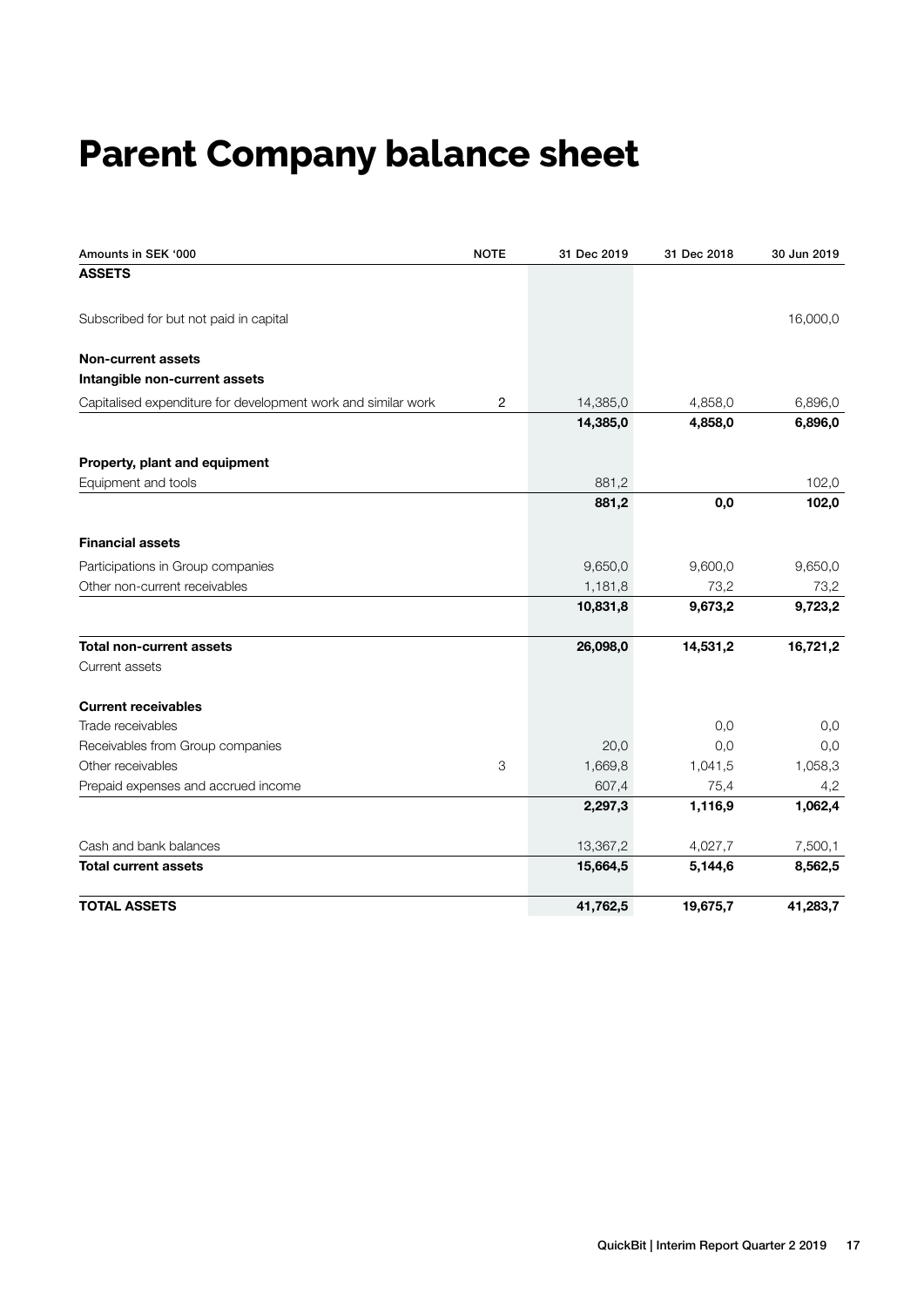# Parent Company balance sheet

| Amounts in SEK '000 | NOTE | 31 Dec 2019 | 31 Dec 2018 | 30 Jun 2019 |
|---|---|---|---|---|
| **ASSETS** | | | | |
| Subscribed for but not paid in capital | | | | 16,000,0 |
| **Non-current assets** | | | | |
| **Intangible non-current assets** | | | | |
| Capitalised expenditure for development work and similar work | 2 | 14,385,0 | 4,858,0 | 6,896,0 |
| | | **14,385,0** | **4,858,0** | **6,896,0** |
| **Property, plant and equipment** | | | | |
| Equipment and tools | | 881,2 | | 102,0 |
| | | **881,2** | **0,0** | **102,0** |
| **Financial assets** | | | | |
| Participations in Group companies | | 9,650,0 | 9,600,0 | 9,650,0 |
| Other non-current receivables | | 1,181,8 | 73,2 | 73,2 |
| | | **10,831,8** | **9,673,2** | **9,723,2** |
| **Total non-current assets** | | **26,098,0** | **14,531,2** | **16,721,2** |
| Current assets | | | | |
| **Current receivables** | | | | |
| Trade receivables | | | 0,0 | 0,0 |
| Receivables from Group companies | | 20,0 | 0,0 | 0,0 |
| Other receivables | 3 | 1,669,8 | 1,041,5 | 1,058,3 |
| Prepaid expenses and accrued income | | 607,4 | 75,4 | 4,2 |
| | | **2,297,3** | **1,116,9** | **1,062,4** |
| Cash and bank balances | | 13,367,2 | 4,027,7 | 7,500,1 |
| **Total current assets** | | **15,664,5** | **5,144,6** | **8,562,5** |
| **TOTAL ASSETS** | | **41,762,5** | **19,675,7** | **41,283,7** |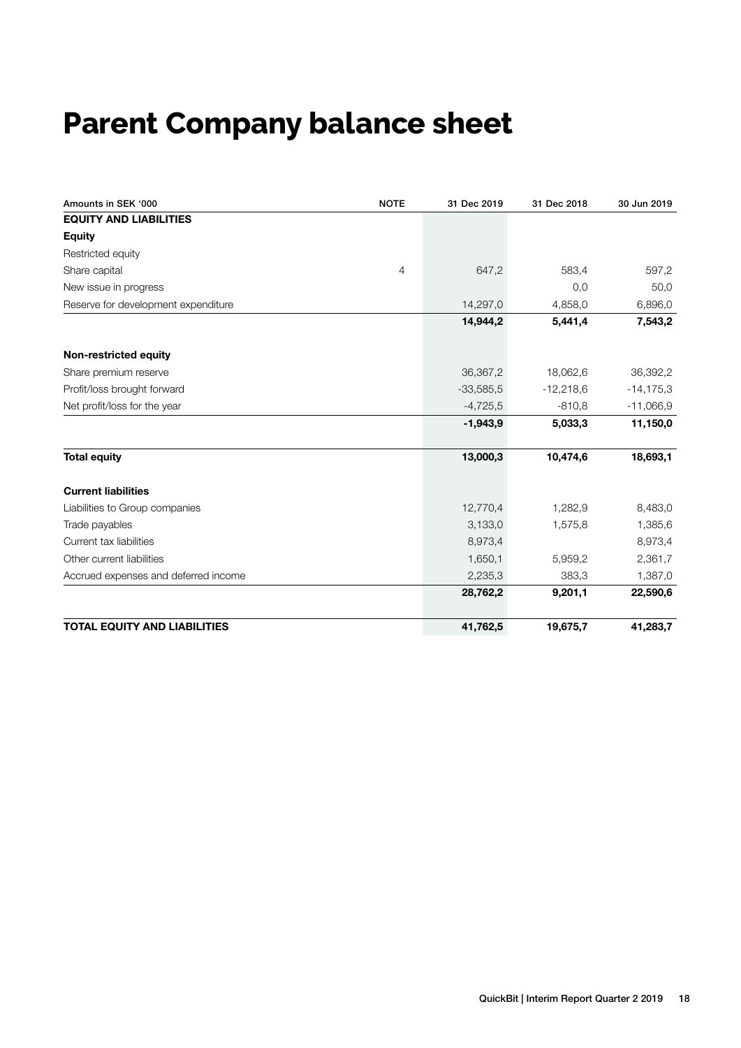# Parent Company balance sheet

| Amounts in SEK '000 | NOTE | 31 Dec 2019 | 31 Dec 2018 | 30 Jun 2019 |
|---|---|---|---|---|
| **EQUITY AND LIABILITIES** | | | | |
| **Equity** | | | | |
| Restricted equity | | | | |
| Share capital | 4 | 647,2 | 583,4 | 597,2 |
| New issue in progress | | | 0,0 | 50,0 |
| Reserve for development expenditure | | 14,297,0 | 4,858,0 | 6,896,0 |
| | | **14,944,2** | **5,441,4** | **7,543,2** |
| **Non-restricted equity** | | | | |
| Share premium reserve | | 36,367,2 | 18,062,6 | 36,392,2 |
| Profit/loss brought forward | | -33,585,5 | -12,218,6 | -14,175,3 |
| Net profit/loss for the year | | -4,725,5 | -810,8 | -11,066,9 |
| | | **-1,943,9** | **5,033,3** | **11,150,0** |
| **Total equity** | | **13,000,3** | **10,474,6** | **18,693,1** |
| **Current liabilities** | | | | |
| Liabilities to Group companies | | 12,770,4 | 1,282,9 | 8,483,0 |
| Trade payables | | 3,133,0 | 1,575,8 | 1,385,6 |
| Current tax liabilities | | 8,973,4 | | 8,973,4 |
| Other current liabilities | | 1,650,1 | 5,959,2 | 2,361,7 |
| Accrued expenses and deferred income | | 2,235,3 | 383,3 | 1,387,0 |
| | | **28,762,2** | **9,201,1** | **22,590,6** |
| **TOTAL EQUITY AND LIABILITIES** | | **41,762,5** | **19,675,7** | **41,283,7** |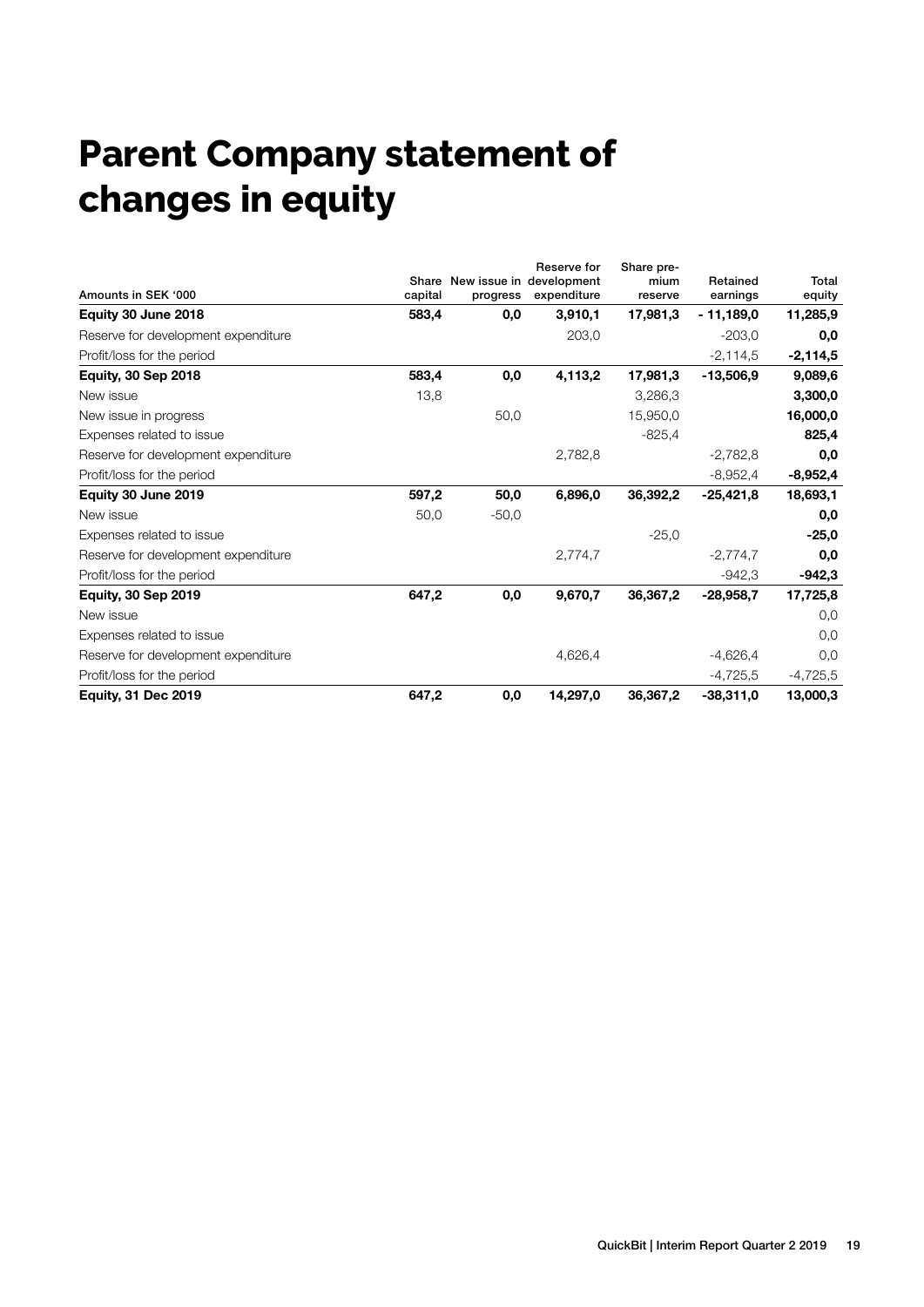# Parent Company statement of changes in equity

| Amounts in SEK '000 | Share capital | New issue in progress | Reserve for development expenditure | Share premium reserve | Retained earnings | Total equity |
|---|---|---|---|---|---|---|
| **Equity 30 June 2018** | **583,4** | **0,0** | **3,910,1** | **17,981,3** | **- 11,189,0** | **11,285,9** |
| Reserve for development expenditure | | | 203,0 | | -203,0 | **0,0** |
| Profit/loss for the period | | | | | -2,114,5 | **-2,114,5** |
| **Equity, 30 Sep 2018** | **583,4** | **0,0** | **4,113,2** | **17,981,3** | **-13,506,9** | **9,089,6** |
| New issue | 13,8 | | | 3,286,3 | | **3,300,0** |
| New issue in progress | | 50,0 | | 15,950,0 | | **16,000,0** |
| Expenses related to issue | | | | -825,4 | | **825,4** |
| Reserve for development expenditure | | | 2,782,8 | | -2,782,8 | **0,0** |
| Profit/loss for the period | | | | | -8,952,4 | **-8,952,4** |
| **Equity 30 June 2019** | **597,2** | **50,0** | **6,896,0** | **36,392,2** | **-25,421,8** | **18,693,1** |
| New issue | 50,0 | -50,0 | | | | **0,0** |
| Expenses related to issue | | | | -25,0 | | **-25,0** |
| Reserve for development expenditure | | | 2,774,7 | | -2,774,7 | **0,0** |
| Profit/loss for the period | | | | | -942,3 | **-942,3** |
| **Equity, 30 Sep 2019** | **647,2** | **0,0** | **9,670,7** | **36,367,2** | **-28,958,7** | **17,725,8** |
| New issue | | | | | | 0,0 |
| Expenses related to issue | | | | | | 0,0 |
| Reserve for development expenditure | | | 4,626,4 | | -4,626,4 | 0,0 |
| Profit/loss for the period | | | | | -4,725,5 | -4,725,5 |
| **Equity, 31 Dec 2019** | **647,2** | **0,0** | **14,297,0** | **36,367,2** | **-38,311,0** | **13,000,3** |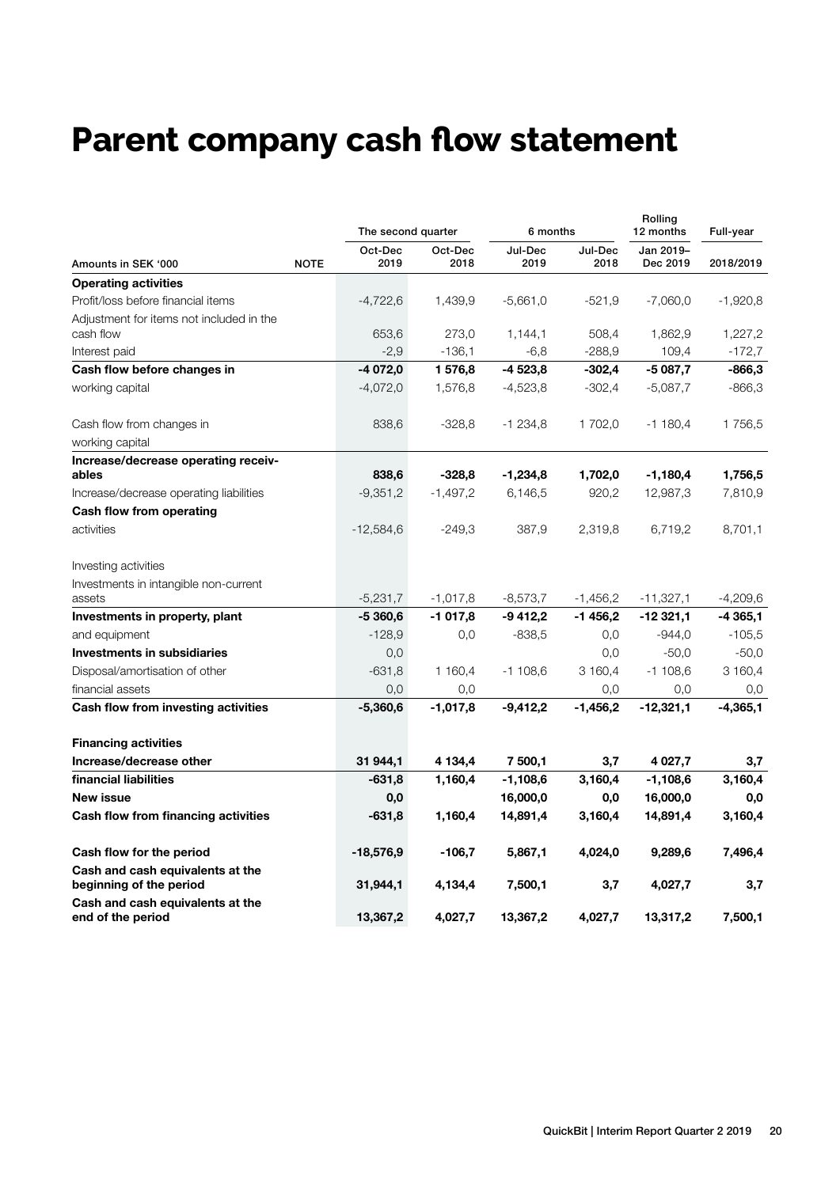# Parent company cash flow statement

| Amounts in SEK '000 | NOTE | The second quarter Oct-Dec 2019 | Oct-Dec 2018 | 6 months Jul-Dec 2019 | Jul-Dec 2018 | Rolling 12 months Jan 2019–Dec 2019 | Full-year 2018/2019 |
|---|---|---|---|---|---|---|---|
| **Operating activities** | | | | | | | |
| Profit/loss before financial items | | -4,722,6 | 1,439,9 | -5,661,0 | -521,9 | -7,060,0 | -1,920,8 |
| Adjustment for items not included in the cash flow | | 653,6 | 273,0 | 1,144,1 | 508,4 | 1,862,9 | 1,227,2 |
| Interest paid | | -2,9 | -136,1 | -6,8 | -288,9 | 109,4 | -172,7 |
| **Cash flow before changes in** | | **-4 072,0** | **1 576,8** | **-4 523,8** | **-302,4** | **-5 087,7** | **-866,3** |
| working capital | | -4,072,0 | 1,576,8 | -4,523,8 | -302,4 | -5,087,7 | -866,3 |
| Cash flow from changes in | | 838,6 | -328,8 | -1 234,8 | 1 702,0 | -1 180,4 | 1 756,5 |
| working capital | | | | | | | |
| **Increase/decrease operating receivables** | | **838,6** | **-328,8** | **-1,234,8** | **1,702,0** | **-1,180,4** | **1,756,5** |
| Increase/decrease operating liabilities | | -9,351,2 | -1,497,2 | 6,146,5 | 920,2 | 12,987,3 | 7,810,9 |
| **Cash flow from operating** | | | | | | | |
| activities | | -12,584,6 | -249,3 | 387,9 | 2,319,8 | 6,719,2 | 8,701,1 |
| Investing activities | | | | | | | |
| Investments in intangible non-current assets | | -5,231,7 | -1,017,8 | -8,573,7 | -1,456,2 | -11,327,1 | -4,209,6 |
| **Investments in property, plant** | | **-5 360,6** | **-1 017,8** | **-9 412,2** | **-1 456,2** | **-12 321,1** | **-4 365,1** |
| and equipment | | -128,9 | 0,0 | -838,5 | 0,0 | -944,0 | -105,5 |
| **Investments in subsidiaries** | | 0,0 | | | 0,0 | -50,0 | -50,0 |
| Disposal/amortisation of other | | -631,8 | 1 160,4 | -1 108,6 | 3 160,4 | -1 108,6 | 3 160,4 |
| financial assets | | 0,0 | 0,0 | | 0,0 | 0,0 | 0,0 |
| **Cash flow from investing activities** | | **-5,360,6** | **-1,017,8** | **-9,412,2** | **-1,456,2** | **-12,321,1** | **-4,365,1** |
| **Financing activities** | | | | | | | |
| **Increase/decrease other** | | **31 944,1** | **4 134,4** | **7 500,1** | **3,7** | **4 027,7** | **3,7** |
| **financial liabilities** | | **-631,8** | **1,160,4** | **-1,108,6** | **3,160,4** | **-1,108,6** | **3,160,4** |
| **New issue** | | **0,0** | | **16,000,0** | **0,0** | **16,000,0** | **0,0** |
| **Cash flow from financing activities** | | **-631,8** | **1,160,4** | **14,891,4** | **3,160,4** | **14,891,4** | **3,160,4** |
| **Cash flow for the period** | | **-18,576,9** | **-106,7** | **5,867,1** | **4,024,0** | **9,289,6** | **7,496,4** |
| **Cash and cash equivalents at the beginning of the period** | | **31,944,1** | **4,134,4** | **7,500,1** | **3,7** | **4,027,7** | **3,7** |
| **Cash and cash equivalents at the end of the period** | | **13,367,2** | **4,027,7** | **13,367,2** | **4,027,7** | **13,317,2** | **7,500,1** |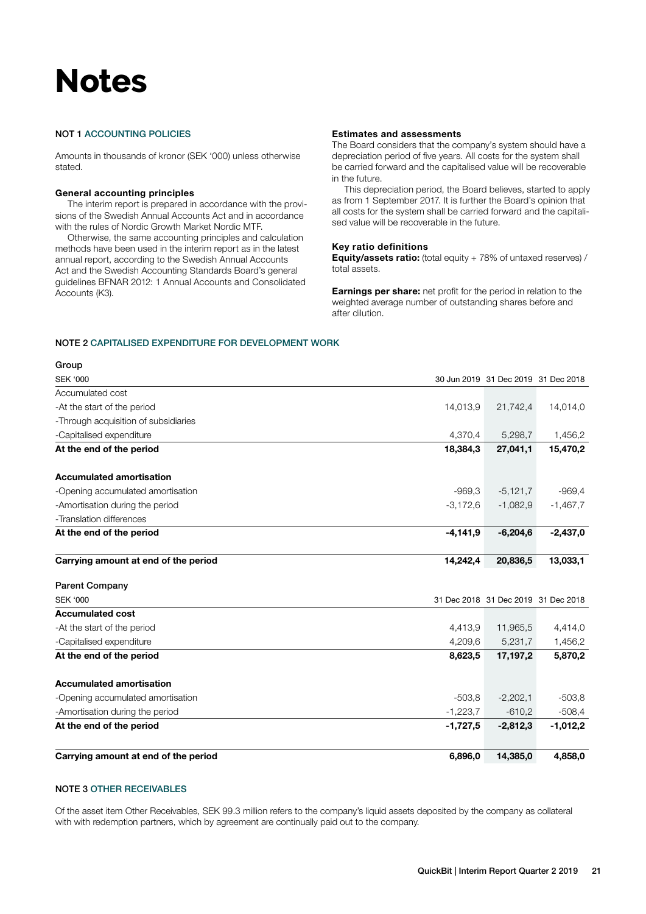# Notes

### NOT 1 ACCOUNTING POLICIES

Amounts in thousands of kronor (SEK '000) unless otherwise stated.

**General accounting principles**

The interim report is prepared in accordance with the provisions of the Swedish Annual Accounts Act and in accordance with the rules of Nordic Growth Market Nordic MTF.

Otherwise, the same accounting principles and calculation methods have been used in the interim report as in the latest annual report, according to the Swedish Annual Accounts Act and the Swedish Accounting Standards Board's general guidelines BFNAR 2012: 1 Annual Accounts and Consolidated Accounts (K3).

**Estimates and assessments**

The Board considers that the company's system should have a depreciation period of five years. All costs for the system shall be carried forward and the capitalised value will be recoverable in the future.

This depreciation period, the Board believes, started to apply as from 1 September 2017. It is further the Board's opinion that all costs for the system shall be carried forward and the capitalised value will be recoverable in the future.

**Key ratio definitions**

**Equity/assets ratio:** (total equity + 78% of untaxed reserves) / total assets.

**Earnings per share:** net profit for the period in relation to the weighted average number of outstanding shares before and after dilution.

### NOTE 2 CAPITALISED EXPENDITURE FOR DEVELOPMENT WORK

**Group**

| SEK '000 | 30 Jun 2019 | 31 Dec 2019 | 31 Dec 2018 |
|---|---|---|---|
| Accumulated cost | | | |
| -At the start of the period | 14,013,9 | 21,742,4 | 14,014,0 |
| -Through acquisition of subsidiaries | | | |
| -Capitalised expenditure | 4,370,4 | 5,298,7 | 1,456,2 |
| **At the end of the period** | **18,384,3** | **27,041,1** | **15,470,2** |
| **Accumulated amortisation** | | | |
| -Opening accumulated amortisation | -969,3 | -5,121,7 | -969,4 |
| -Amortisation during the period | -3,172,6 | -1,082,9 | -1,467,7 |
| -Translation differences | | | |
| **At the end of the period** | **-4,141,9** | **-6,204,6** | **-2,437,0** |
| **Carrying amount at end of the period** | **14,242,4** | **20,836,5** | **13,033,1** |

**Parent Company**

| SEK '000 | 31 Dec 2018 | 31 Dec 2019 | 31 Dec 2018 |
|---|---|---|---|
| **Accumulated cost** | | | |
| -At the start of the period | 4,413,9 | 11,965,5 | 4,414,0 |
| -Capitalised expenditure | 4,209,6 | 5,231,7 | 1,456,2 |
| **At the end of the period** | **8,623,5** | **17,197,2** | **5,870,2** |
| **Accumulated amortisation** | | | |
| -Opening accumulated amortisation | -503,8 | -2,202,1 | -503,8 |
| -Amortisation during the period | -1,223,7 | -610,2 | -508,4 |
| **At the end of the period** | **-1,727,5** | **-2,812,3** | **-1,012,2** |
| **Carrying amount at end of the period** | **6,896,0** | **14,385,0** | **4,858,0** |

### NOTE 3 OTHER RECEIVABLES

Of the asset item Other Receivables, SEK 99.3 million refers to the company's liquid assets deposited by the company as collateral with with redemption partners, which by agreement are continually paid out to the company.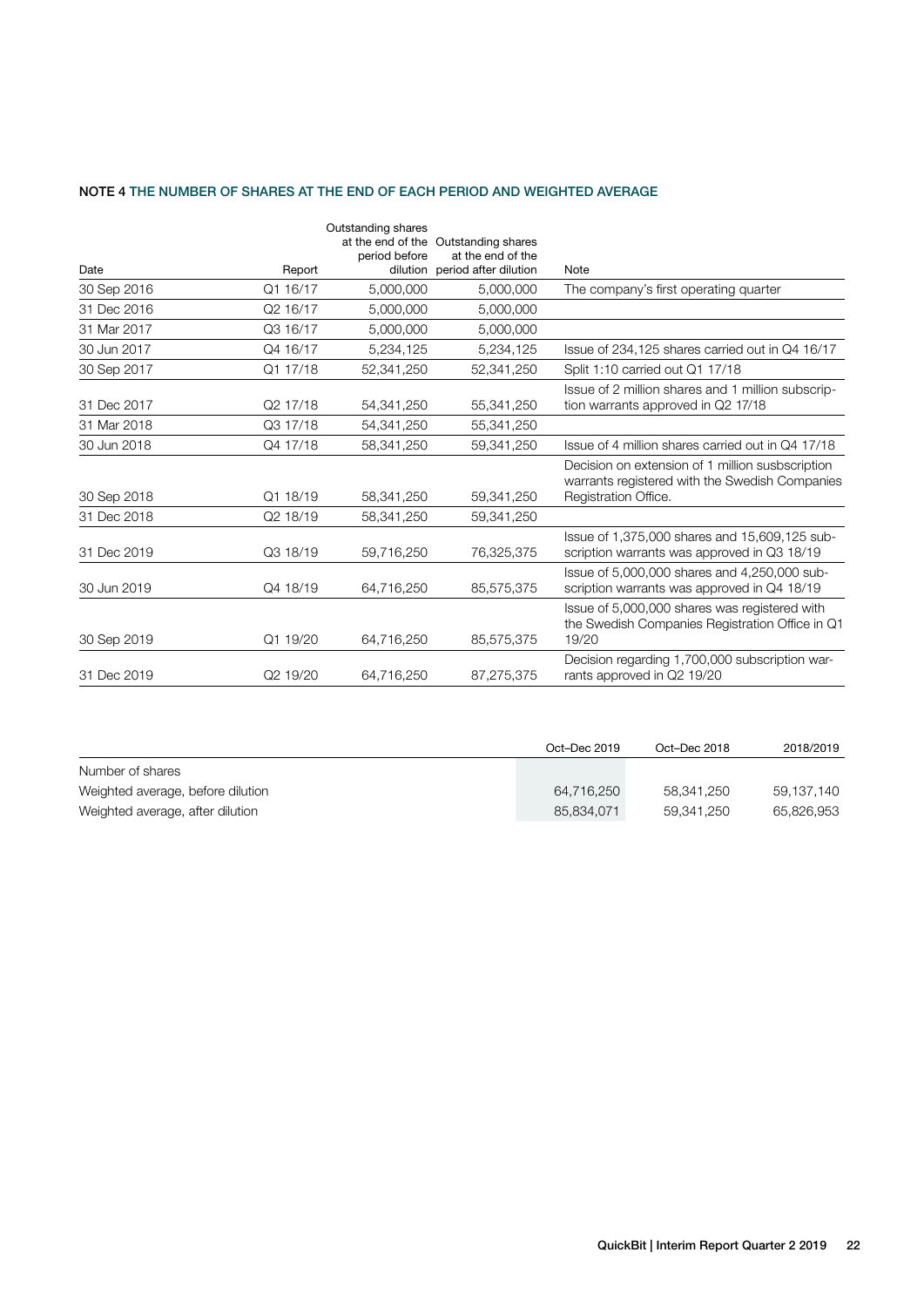## NOTE 4 THE NUMBER OF SHARES AT THE END OF EACH PERIOD AND WEIGHTED AVERAGE

| Date | Report | Outstanding shares at the end of the period before dilution | Outstanding shares at the end of the period after dilution | Note |
|---|---|---|---|---|
| 30 Sep 2016 | Q1 16/17 | 5,000,000 | 5,000,000 | The company's first operating quarter |
| 31 Dec 2016 | Q2 16/17 | 5,000,000 | 5,000,000 | |
| 31 Mar 2017 | Q3 16/17 | 5,000,000 | 5,000,000 | |
| 30 Jun 2017 | Q4 16/17 | 5,234,125 | 5,234,125 | Issue of 234,125 shares carried out in Q4 16/17 |
| 30 Sep 2017 | Q1 17/18 | 52,341,250 | 52,341,250 | Split 1:10 carried out Q1 17/18 |
| 31 Dec 2017 | Q2 17/18 | 54,341,250 | 55,341,250 | Issue of 2 million shares and 1 million subscription warrants approved in Q2 17/18 |
| 31 Mar 2018 | Q3 17/18 | 54,341,250 | 55,341,250 | |
| 30 Jun 2018 | Q4 17/18 | 58,341,250 | 59,341,250 | Issue of 4 million shares carried out in Q4 17/18 |
| 30 Sep 2018 | Q1 18/19 | 58,341,250 | 59,341,250 | Decision on extension of 1 million susbscription warrants registered with the Swedish Companies Registration Office. |
| 31 Dec 2018 | Q2 18/19 | 58,341,250 | 59,341,250 | |
| 31 Dec 2019 | Q3 18/19 | 59,716,250 | 76,325,375 | Issue of 1,375,000 shares and 15,609,125 subscription warrants was approved in Q3 18/19 |
| 30 Jun 2019 | Q4 18/19 | 64,716,250 | 85,575,375 | Issue of 5,000,000 shares and 4,250,000 subscription warrants was approved in Q4 18/19 |
| 30 Sep 2019 | Q1 19/20 | 64,716,250 | 85,575,375 | Issue of 5,000,000 shares was registered with the Swedish Companies Registration Office in Q1 19/20 |
| 31 Dec 2019 | Q2 19/20 | 64,716,250 | 87,275,375 | Decision regarding 1,700,000 subscription warrants approved in Q2 19/20 |

| | Oct–Dec 2019 | Oct–Dec 2018 | 2018/2019 |
|---|---|---|---|
| Number of shares | | | |
| Weighted average, before dilution | 64,716,250 | 58,341,250 | 59,137,140 |
| Weighted average, after dilution | 85,834,071 | 59,341,250 | 65,826,953 |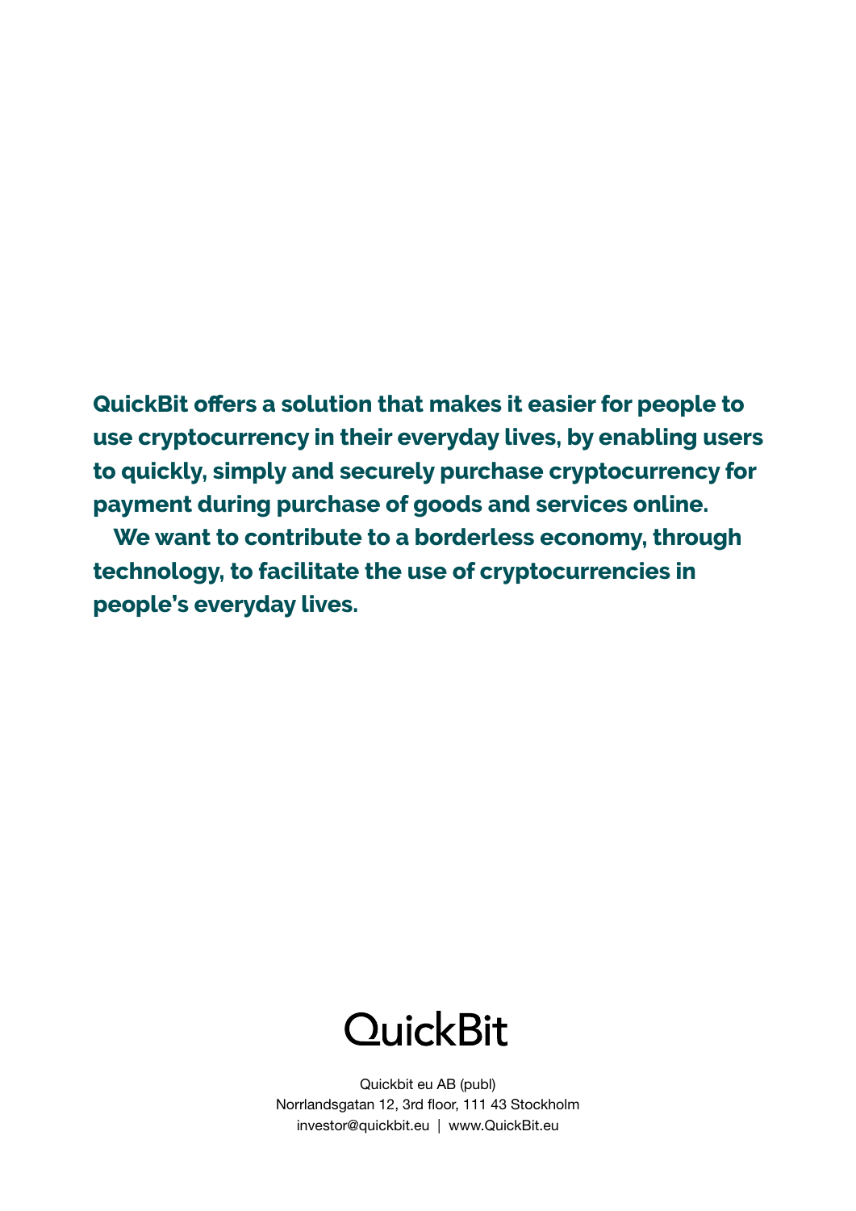**QuickBit offers a solution that makes it easier for people to use cryptocurrency in their everyday lives, by enabling users to quickly, simply and securely purchase cryptocurrency for payment during purchase of goods and services online.**

**We want to contribute to a borderless economy, through technology, to facilitate the use of cryptocurrencies in people's everyday lives.**

QuickBit

Quickbit eu AB (publ)
Norrlandsgatan 12, 3rd floor, 111 43 Stockholm
investor@quickbit.eu | www.QuickBit.eu